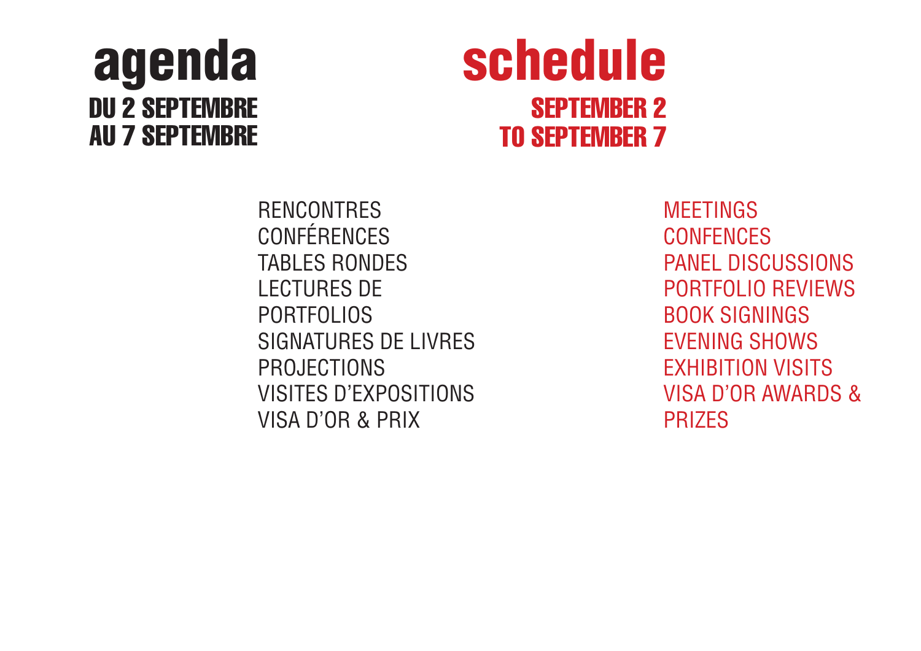# agenda

## DU 2 SEPTEMBRE AU 7 SEPTEMBRE

# schedule

## SEPTEMBER 2 TO SEPTEMBER 7

RENCONTRES
CONFÉRENCES
TABLES RONDES
LECTURES DE PORTFOLIOS
SIGNATURES DE LIVRES
PROJECTIONS
VISITES D'EXPOSITIONS
VISA D'OR & PRIX

MEETINGS
CONFENCES
PANEL DISCUSSIONS
PORTFOLIO REVIEWS
BOOK SIGNINGS
EVENING SHOWS
EXHIBITION VISITS
VISA D'OR AWARDS & PRIZES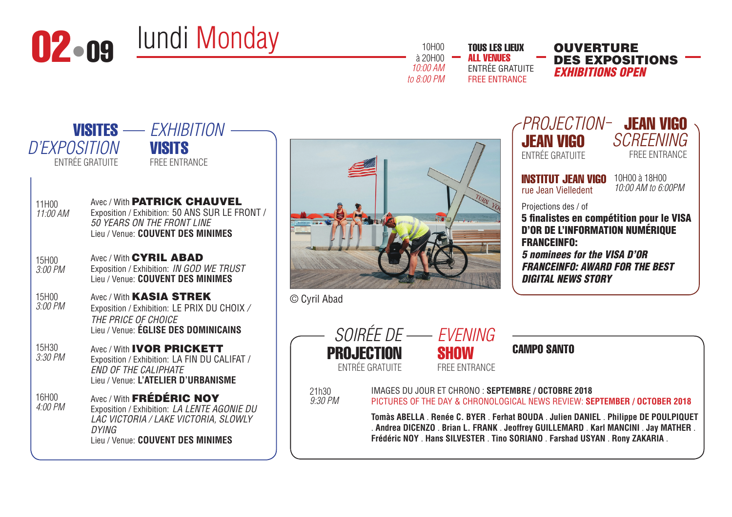# 02.09 lundi Monday

10H00 à 20H00 — *10:00 AM to 8:00 PM*

**TOUS LES LIEUX** / **ALL VENUES**
ENTRÉE GRATUITE / FREE ENTRANCE

**OUVERTURE DES EXPOSITIONS** — ***EXHIBITIONS OPEN***

## VISITES D'EXPOSITION — EXHIBITION VISITS

ENTRÉE GRATUITE — FREE ENTRANCE

**11H00** *11:00 AM*
Avec / With **PATRICK CHAUVEL**
Exposition / Exhibition: 50 ANS SUR LE FRONT / *50 YEARS ON THE FRONT LINE*
Lieu / Venue: **COUVENT DES MINIMES**

**15H00** *3:00 PM*
Avec / With **CYRIL ABAD**
Exposition / Exhibition: *IN GOD WE TRUST*
Lieu / Venue: **COUVENT DES MINIMES**

**15H00** *3:00 PM*
Avec / With **KASIA STREK**
Exposition / Exhibition: LE PRIX DU CHOIX / *THE PRICE OF CHOICE*
Lieu / Venue: **ÉGLISE DES DOMINICAINS**

**15H30** *3:30 PM*
Avec / With **IVOR PRICKETT**
Exposition / Exhibition: LA FIN DU CALIFAT / *END OF THE CALIPHATE*
Lieu / Venue: **L'ATELIER D'URBANISME**

**16H00** *4:00 PM*
Avec / With **FRÉDÉRIC NOY**
Exposition / Exhibition: *LA LENTE AGONIE DU LAC VICTORIA / LAKE VICTORIA, SLOWLY DYING*
Lieu / Venue: **COUVENT DES MINIMES**

© Cyril Abad

## PROJECTION JEAN VIGO — JEAN VIGO SCREENING

ENTRÉE GRATUITE — FREE ENTRANCE

**INSTITUT JEAN VIGO**
rue Jean Vielledent

10H00 à 18H00 — *10:00 AM to 6:00PM*

Projections des / of
**5 finalistes en compétition pour le VISA D'OR DE L'INFORMATION NUMÉRIQUE FRANCEINFO:**
***5 nominees for the VISA D'OR FRANCEINFO: AWARD FOR THE BEST DIGITAL NEWS STORY***

## SOIRÉE DE PROJECTION — EVENING SHOW

ENTRÉE GRATUITE — FREE ENTRANCE

**CAMPO SANTO**

**21h30** *9:30 PM*

IMAGES DU JOUR ET CHRONO : **SEPTEMBRE / OCTOBRE 2018**
PICTURES OF THE DAY & CHRONOLOGICAL NEWS REVIEW: **SEPTEMBER / OCTOBER 2018**

**Tomàs ABELLA . Renée C. BYER . Ferhat BOUDA . Julien DANIEL . Philippe DE POULPIQUET . Andrea DICENZO . Brian L. FRANK . Jeoffrey GUILLEMARD . Karl MANCINI . Jay MATHER . Frédéric NOY . Hans SILVESTER . Tino SORIANO . Farshad USYAN . Rony ZAKARIA .**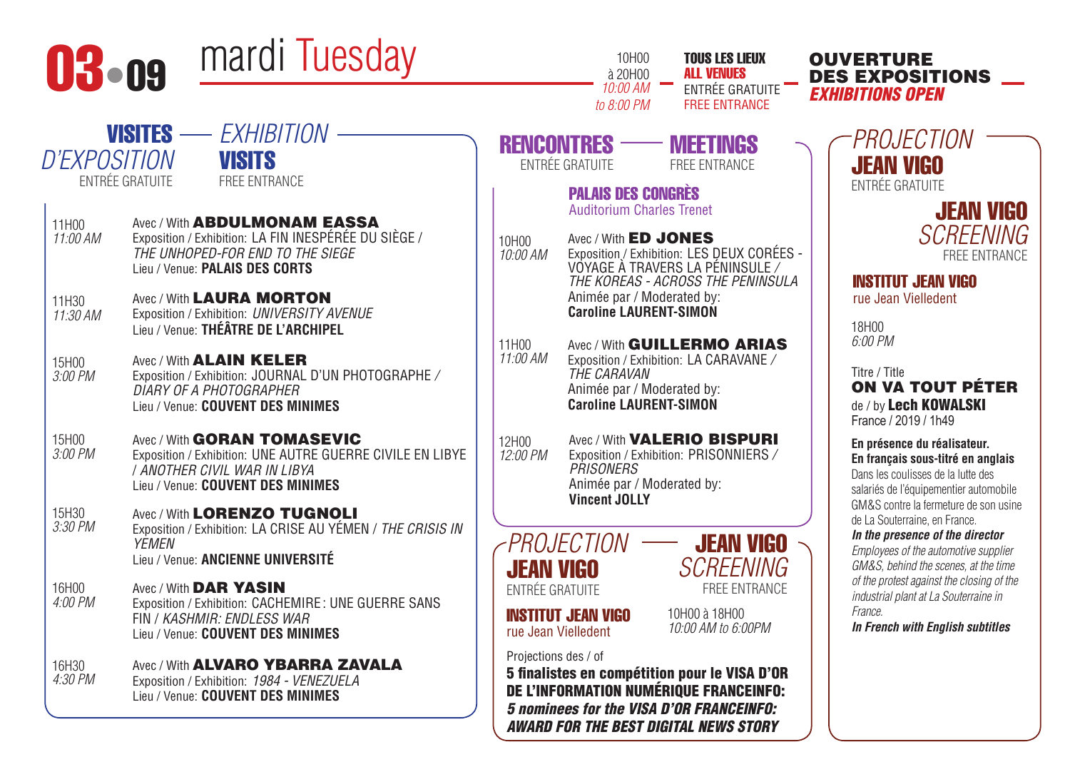# 03 • 09 mardi Tuesday

10H00 à 20H00 / *10:00 AM to 8:00 PM*

**TOUS LES LIEUX** / ***ALL VENUES*** — ENTRÉE GRATUITE / FREE ENTRANCE

**OUVERTURE DES EXPOSITIONS** / ***EXHIBITIONS OPEN***

## VISITES D'EXPOSITION — *EXHIBITION* VISITS

ENTRÉE GRATUITE / FREE ENTRANCE

11H00 / *11:00 AM*
Avec / With **ABDULMONAM EASSA**
Exposition / Exhibition: LA FIN INESPÉRÉE DU SIÈGE / *THE UNHOPED-FOR END TO THE SIEGE*
Lieu / Venue: **PALAIS DES CORTS**

11H30 / *11:30 AM*
Avec / With **LAURA MORTON**
Exposition / Exhibition: *UNIVERSITY AVENUE*
Lieu / Venue: **THÉÂTRE DE L'ARCHIPEL**

15H00 / *3:00 PM*
Avec / With **ALAIN KELER**
Exposition / Exhibition: JOURNAL D'UN PHOTOGRAPHE / *DIARY OF A PHOTOGRAPHER*
Lieu / Venue: **COUVENT DES MINIMES**

15H00 / *3:00 PM*
Avec / With **GORAN TOMASEVIC**
Exposition / Exhibition: UNE AUTRE GUERRE CIVILE EN LIBYE / *ANOTHER CIVIL WAR IN LIBYA*
Lieu / Venue: **COUVENT DES MINIMES**

15H30 / *3:30 PM*
Avec / With **LORENZO TUGNOLI**
Exposition / Exhibition: LA CRISE AU YÉMEN / *THE CRISIS IN YEMEN*
Lieu / Venue: **ANCIENNE UNIVERSITÉ**

16H00 / *4:00 PM*
Avec / With **DAR YASIN**
Exposition / Exhibition: CACHEMIRE : UNE GUERRE SANS FIN / *KASHMIR: ENDLESS WAR*
Lieu / Venue: **COUVENT DES MINIMES**

16H30 / *4:30 PM*
Avec / With **ALVARO YBARRA ZAVALA**
Exposition / Exhibition: *1984 - VENEZUELA*
Lieu / Venue: **COUVENT DES MINIMES**

## RENCONTRES — MEETINGS

ENTRÉE GRATUITE / FREE ENTRANCE

**PALAIS DES CONGRÈS**
Auditorium Charles Trenet

10H00 / *10:00 AM*
Avec / With **ED JONES**
Exposition / Exhibition: LES DEUX CORÉES - VOYAGE À TRAVERS LA PÉNINSULE / *THE KOREAS - ACROSS THE PENINSULA*
Animée par / Moderated by: **Caroline LAURENT-SIMON**

11H00 / *11:00 AM*
Avec / With **GUILLERMO ARIAS**
Exposition / Exhibition: LA CARAVANE / *THE CARAVAN*
Animée par / Moderated by: **Caroline LAURENT-SIMON**

12H00 / *12:00 PM*
Avec / With **VALERIO BISPURI**
Exposition / Exhibition: PRISONNIERS / *PRISONERS*
Animée par / Moderated by: **Vincent JOLLY**

## *PROJECTION* JEAN VIGO — JEAN VIGO *SCREENING*

ENTRÉE GRATUITE / FREE ENTRANCE

**INSTITUT JEAN VIGO**
rue Jean Vielledent

10H00 à 18H00 / *10:00 AM to 6:00PM*

Projections des / of
**5 finalistes en compétition pour le VISA D'OR DE L'INFORMATION NUMÉRIQUE FRANCEINFO:**
***5 nominees for the VISA D'OR FRANCEINFO: AWARD FOR THE BEST DIGITAL NEWS STORY***

## *PROJECTION* JEAN VIGO — JEAN VIGO *SCREENING*

ENTRÉE GRATUITE / FREE ENTRANCE

**INSTITUT JEAN VIGO**
rue Jean Vielledent

18H00 / *6:00 PM*

Titre / Title
**ON VA TOUT PÉTER**
de / by **Lech KOWALSKI**
France / 2019 / 1h49

**En présence du réalisateur.**
**En français sous-titré en anglais**
Dans les coulisses de la lutte des salariés de l'équipementier automobile GM&S contre la fermeture de son usine de La Souterraine, en France.

***In the presence of the director***
*Employees of the automotive supplier GM&S, behind the scenes, at the time of the protest against the closing of the industrial plant at La Souterraine in France.*
***In French with English subtitles***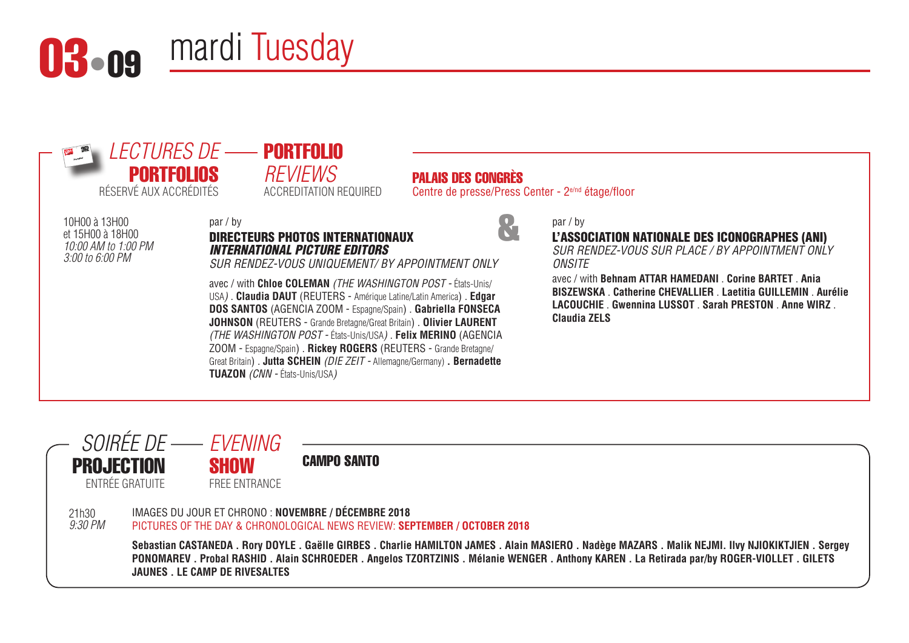# 03.09 mardi Tuesday

## *LECTURES DE* **PORTFOLIOS** — **PORTFOLIO** *REVIEWS*

RÉSERVÉ AUX ACCRÉDITÉS — ACCREDITATION REQUIRED

**PALAIS DES CONGRÈS**
Centre de presse/Press Center - 2e/nd étage/floor

10H00 à 13H00
et 15H00 à 18H00
*10:00 AM to 1:00 PM*
*3:00 to 6:00 PM*

par / by
**DIRECTEURS PHOTOS INTERNATIONAUX**
***INTERNATIONAL PICTURE EDITORS***
*SUR RENDEZ-VOUS UNIQUEMENT/ BY APPOINTMENT ONLY*

avec / with **Chloe COLEMAN** *(THE WASHINGTON POST* - États-Unis/USA*)* . **Claudia DAUT** (REUTERS - Amérique Latine/Latin America) . **Edgar DOS SANTOS** (AGENCIA ZOOM - Espagne/Spain) . **Gabriella FONSECA JOHNSON** (REUTERS - Grande Bretagne/Great Britain) . **Olivier LAURENT** *(THE WASHINGTON POST* - États-Unis/USA*)* . **Felix MERINO** (AGENCIA ZOOM - Espagne/Spain) . **Rickey ROGERS** (REUTERS - Grande Bretagne/Great Britain) . **Jutta SCHEIN** *(DIE ZEIT* - Allemagne/Germany) . **Bernadette TUAZON** *(CNN* - États-Unis/USA*)*

&

par / by
**L'ASSOCIATION NATIONALE DES ICONOGRAPHES (ANI)**
*SUR RENDEZ-VOUS SUR PLACE / BY APPOINTMENT ONLY ONSITE*

avec / with **Behnam ATTAR HAMEDANI** . **Corine BARTET** . **Ania BISZEWSKA** . **Catherine CHEVALLIER** . **Laetitia GUILLEMIN** . **Aurélie LACOUCHIE** . **Gwennina LUSSOT** . **Sarah PRESTON** . **Anne WIRZ** . **Claudia ZELS**

## *SOIRÉE DE* **PROJECTION** — *EVENING* **SHOW**

ENTRÉE GRATUITE — FREE ENTRANCE

**CAMPO SANTO**

21h30
*9:30 PM*

IMAGES DU JOUR ET CHRONO : **NOVEMBRE / DÉCEMBRE 2018**
PICTURES OF THE DAY & CHRONOLOGICAL NEWS REVIEW: **SEPTEMBER / OCTOBER 2018**

**Sebastian CASTANEDA . Rory DOYLE . Gaëlle GIRBES . Charlie HAMILTON JAMES . Alain MASIERO . Nadège MAZARS . Malik NEJMI. Ilvy NJIOKIKTJIEN . Sergey PONOMAREV . Probal RASHID . Alain SCHROEDER . Angelos TZORTZINIS . Mélanie WENGER . Anthony KAREN . La Retirada par/by ROGER-VIOLLET . GILETS JAUNES . LE CAMP DE RIVESALTES**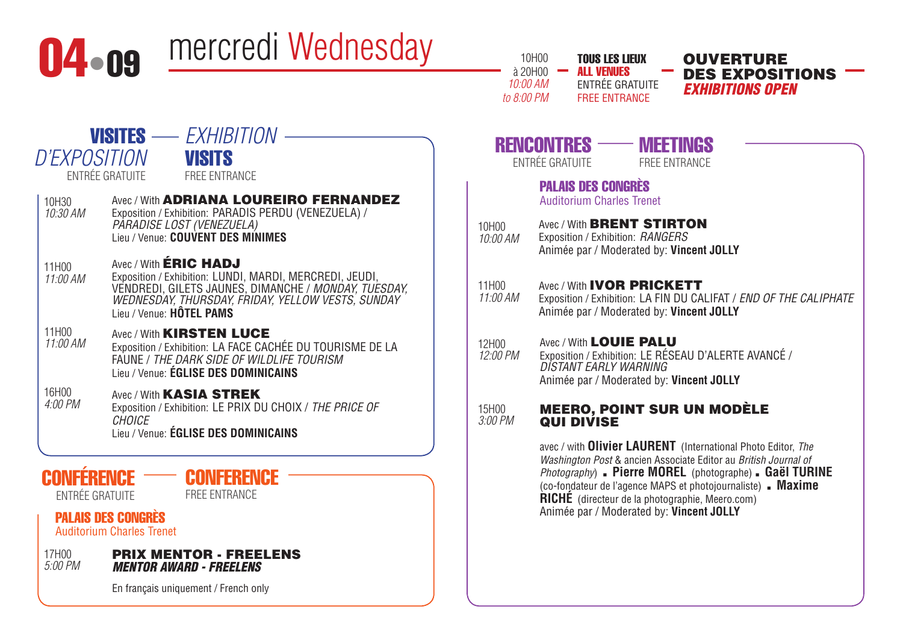# 04•09 mercredi Wednesday

10H00 à 20H00 / *10:00 AM to 8:00 PM* — **TOUS LES LIEUX** / **ALL VENUES** — ENTRÉE GRATUITE / FREE ENTRANCE

**OUVERTURE DES EXPOSITIONS** / ***EXHIBITIONS OPEN***

## VISITES D'EXPOSITION — *EXHIBITION* VISITS

ENTRÉE GRATUITE / FREE ENTRANCE

**10H30** / *10:30 AM*
Avec / With **ADRIANA LOUREIRO FERNANDEZ**
Exposition / Exhibition: PARADIS PERDU (VENEZUELA) / *PARADISE LOST (VENEZUELA)*
Lieu / Venue: **COUVENT DES MINIMES**

**11H00** / *11:00 AM*
Avec / With **ÉRIC HADJ**
Exposition / Exhibition: LUNDI, MARDI, MERCREDI, JEUDI, VENDREDI, GILETS JAUNES, DIMANCHE / *MONDAY, TUESDAY, WEDNESDAY, THURSDAY, FRIDAY, YELLOW VESTS, SUNDAY*
Lieu / Venue: **HÔTEL PAMS**

**11H00** / *11:00 AM*
Avec / With **KIRSTEN LUCE**
Exposition / Exhibition: LA FACE CACHÉE DU TOURISME DE LA FAUNE / *THE DARK SIDE OF WILDLIFE TOURISM*
Lieu / Venue: **ÉGLISE DES DOMINICAINS**

**16H00** / *4:00 PM*
Avec / With **KASIA STREK**
Exposition / Exhibition: LE PRIX DU CHOIX / *THE PRICE OF CHOICE*
Lieu / Venue: **ÉGLISE DES DOMINICAINS**

## CONFÉRENCE — CONFERENCE

ENTRÉE GRATUITE / FREE ENTRANCE

**PALAIS DES CONGRÈS**
Auditorium Charles Trenet

**17H00** / *5:00 PM*
**PRIX MENTOR - FREELENS**
***MENTOR AWARD - FREELENS***
En français uniquement / French only

## RENCONTRES — MEETINGS

ENTRÉE GRATUITE / FREE ENTRANCE

**PALAIS DES CONGRÈS**
Auditorium Charles Trenet

**10H00** / *10:00 AM*
Avec / With **BRENT STIRTON**
Exposition / Exhibition: *RANGERS*
Animée par / Moderated by: **Vincent JOLLY**

**11H00** / *11:00 AM*
Avec / With **IVOR PRICKETT**
Exposition / Exhibition: LA FIN DU CALIFAT / *END OF THE CALIPHATE*
Animée par / Moderated by: **Vincent JOLLY**

**12H00** / *12:00 PM*
Avec / With **LOUIE PALU**
Exposition / Exhibition: LE RÉSEAU D'ALERTE AVANCÉ / *DISTANT EARLY WARNING*
Animée par / Moderated by: **Vincent JOLLY**

**15H00** / *3:00 PM*
**MEERO, POINT SUR UN MODÈLE QUI DIVISE**

avec / with **Olivier LAURENT** (International Photo Editor, *The Washington Post* & ancien Associate Editor au *British Journal of Photography*) ▪ **Pierre MOREL** (photographe) ▪ **Gaël TURINE** (co-fondateur de l'agence MAPS et photojournaliste) ▪ **Maxime RICHÉ** (directeur de la photographie, Meero.com)
Animée par / Moderated by: **Vincent JOLLY**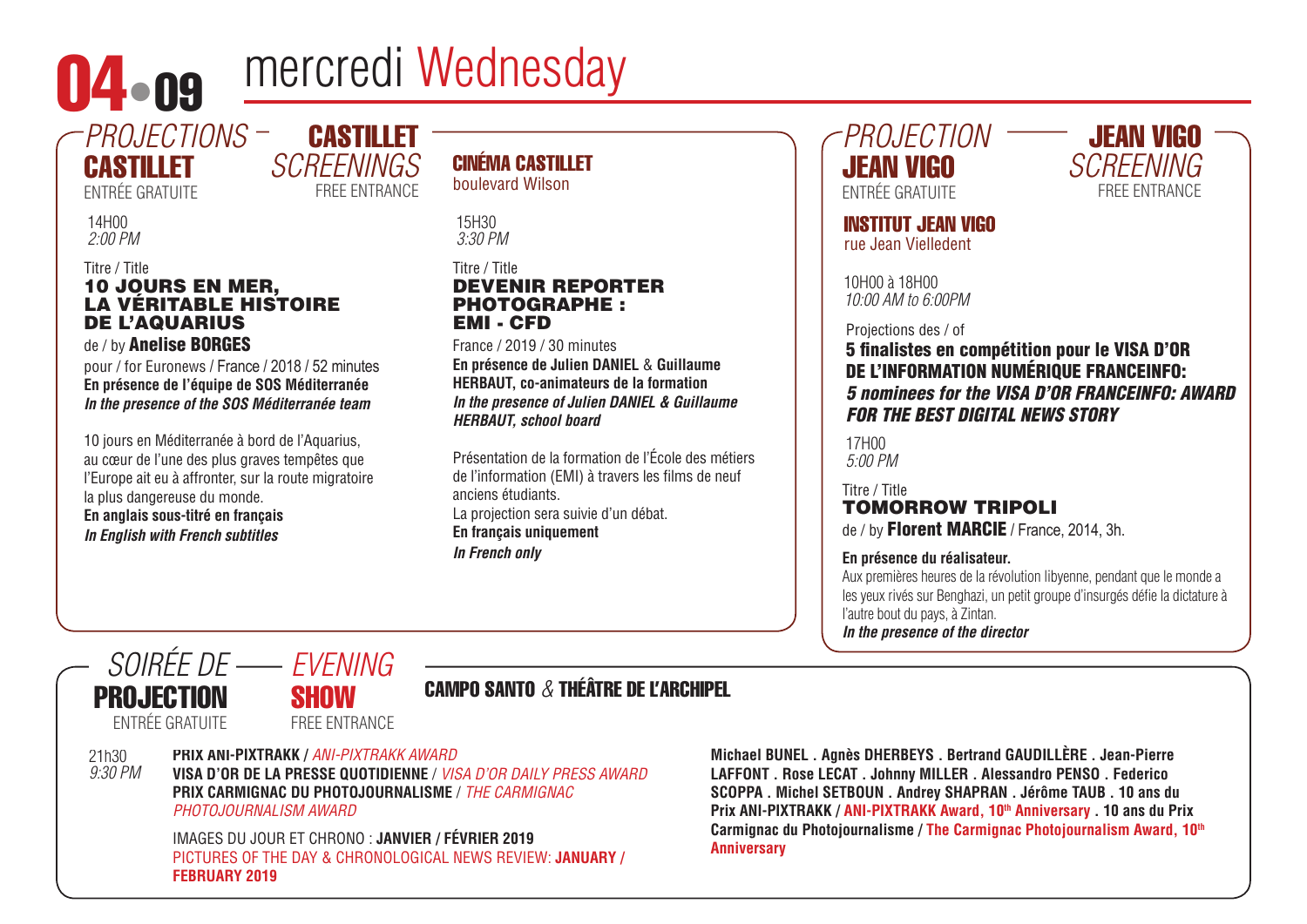# 04.09 mercredi Wednesday

## PROJECTIONS CASTILLET — CASTILLET SCREENINGS

ENTRÉE GRATUITE / FREE ENTRANCE

**CINÉMA CASTILLET**
boulevard Wilson

14H00
*2:00 PM*

Titre / Title
**10 JOURS EN MER, LA VÉRITABLE HISTOIRE DE L'AQUARIUS**
de / by **Anelise BORGES**
pour / for Euronews / France / 2018 / 52 minutes
**En présence de l'équipe de SOS Méditerranée**
***In the presence of the SOS Méditerranée team***

10 jours en Méditerranée à bord de l'Aquarius, au cœur de l'une des plus graves tempêtes que l'Europe ait eu à affronter, sur la route migratoire la plus dangereuse du monde.
**En anglais sous-titré en français**
***In English with French subtitles***

15H30
*3:30 PM*

Titre / Title
**DEVENIR REPORTER PHOTOGRAPHE : EMI - CFD**
France / 2019 / 30 minutes
**En présence de Julien DANIEL** & **Guillaume HERBAUT, co-animateurs de la formation**
***In the presence of Julien DANIEL & Guillaume HERBAUT, school board***

Présentation de la formation de l'École des métiers de l'information (EMI) à travers les films de neuf anciens étudiants.
La projection sera suivie d'un débat.
**En français uniquement**
***In French only***

## PROJECTION JEAN VIGO — JEAN VIGO SCREENING

ENTRÉE GRATUITE / FREE ENTRANCE

**INSTITUT JEAN VIGO**
rue Jean Vielledent

10H00 à 18H00
*10:00 AM to 6:00PM*

Projections des / of
**5 finalistes en compétition pour le VISA D'OR DE L'INFORMATION NUMÉRIQUE FRANCEINFO:**
***5 nominees for the VISA D'OR FRANCEINFO: AWARD FOR THE BEST DIGITAL NEWS STORY***

17H00
*5:00 PM*

Titre / Title
**TOMORROW TRIPOLI**
de / by **Florent MARCIE** / France, 2014, 3h.

**En présence du réalisateur.**
Aux premières heures de la révolution libyenne, pendant que le monde a les yeux rivés sur Benghazi, un petit groupe d'insurgés défie la dictature à l'autre bout du pays, à Zintan.
***In the presence of the director***

## SOIRÉE DE PROJECTION — EVENING SHOW

ENTRÉE GRATUITE / FREE ENTRANCE

**CAMPO SANTO** & **THÉÂTRE DE L'ARCHIPEL**

21h30
*9:30 PM*

**PRIX ANI-PIXTRAKK** / *ANI-PIXTRAKK AWARD*
**VISA D'OR DE LA PRESSE QUOTIDIENNE** / *VISA D'OR DAILY PRESS AWARD*
**PRIX CARMIGNAC DU PHOTOJOURNALISME** / *THE CARMIGNAC PHOTOJOURNALISM AWARD*

IMAGES DU JOUR ET CHRONO : **JANVIER / FÉVRIER 2019**
PICTURES OF THE DAY & CHRONOLOGICAL NEWS REVIEW: **JANUARY / FEBRUARY 2019**

**Michael BUNEL . Agnès DHERBEYS . Bertrand GAUDILLÈRE . Jean-Pierre LAFFONT . Rose LECAT . Johnny MILLER . Alessandro PENSO . Federico SCOPPA . Michel SETBOUN . Andrey SHAPRAN . Jérôme TAUB . 10 ans du Prix ANI-PIXTRAKK / ANI-PIXTRAKK Award, 10th Anniversary . 10 ans du Prix Carmignac du Photojournalisme / The Carmignac Photojournalism Award, 10th Anniversary**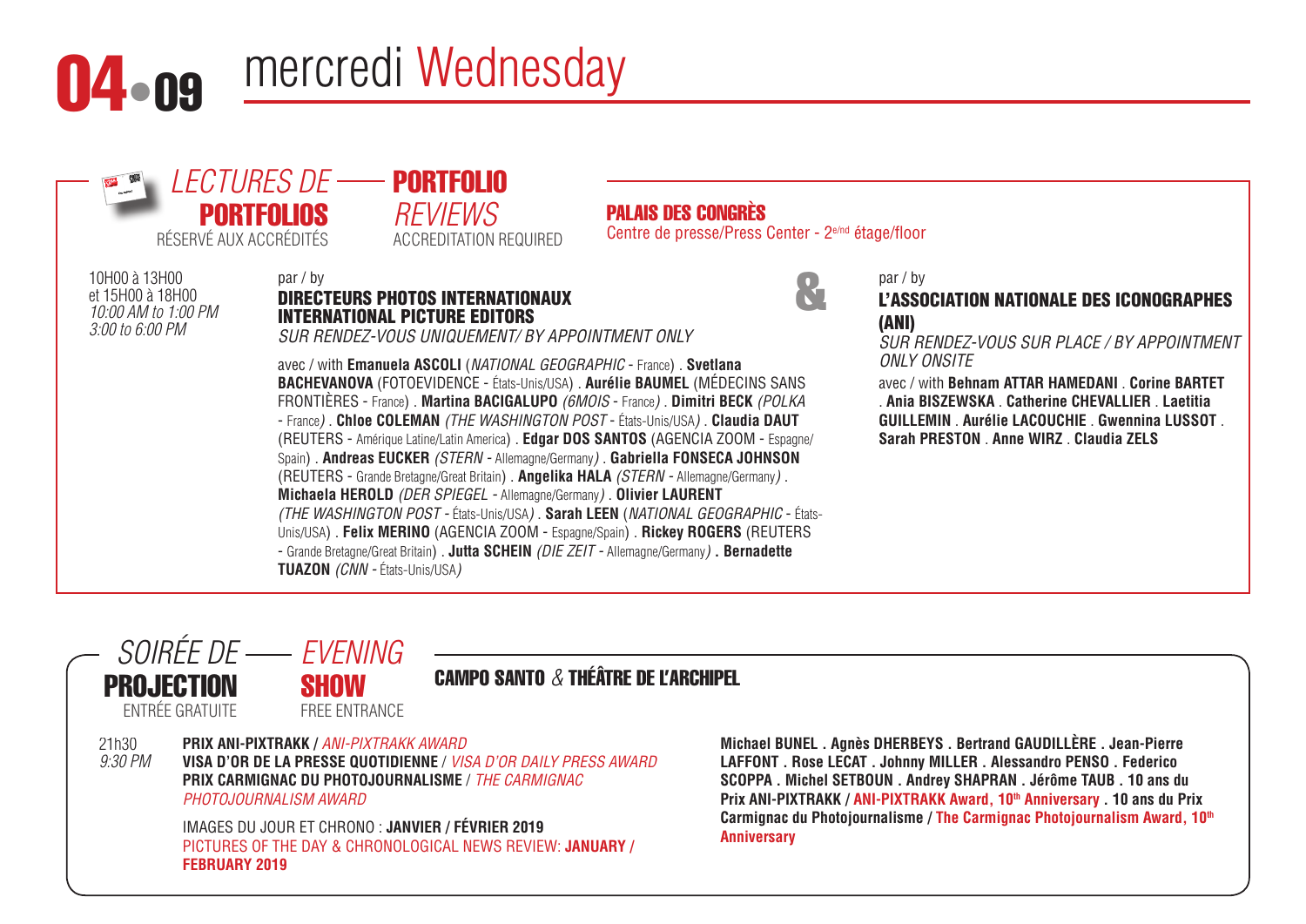# 04 • 09 mercredi Wednesday

## LECTURES DE PORTFOLIOS — PORTFOLIO REVIEWS

RÉSERVÉ AUX ACCRÉDITÉS / ACCREDITATION REQUIRED

**PALAIS DES CONGRÈS**
Centre de presse/Press Center - 2e/nd étage/floor

10H00 à 13H00
et 15H00 à 18H00
*10:00 AM to 1:00 PM*
*3:00 to 6:00 PM*

par / by
**DIRECTEURS PHOTOS INTERNATIONAUX**
**INTERNATIONAL PICTURE EDITORS**
*SUR RENDEZ-VOUS UNIQUEMENT/ BY APPOINTMENT ONLY*

avec / with **Emanuela ASCOLI** (*NATIONAL GEOGRAPHIC* - France) . **Svetlana BACHEVANOVA** (FOTOEVIDENCE - États-Unis/USA) . **Aurélie BAUMEL** (MÉDECINS SANS FRONTIÈRES - France) . **Martina BACIGALUPO** *(6MOIS* - France*)* . **Dimitri BECK** *(POLKA* - France*)* . **Chloe COLEMAN** *(THE WASHINGTON POST* - États-Unis/USA*)* . **Claudia DAUT** (REUTERS - Amérique Latine/Latin America) . **Edgar DOS SANTOS** (AGENCIA ZOOM - Espagne/Spain) . **Andreas EUCKER** *(STERN* - Allemagne/Germany*)* . **Gabriella FONSECA JOHNSON** (REUTERS - Grande Bretagne/Great Britain) . **Angelika HALA** *(STERN* - Allemagne/Germany*)* . **Michaela HEROLD** *(DER SPIEGEL* - Allemagne/Germany*)* . **Olivier LAURENT** *(THE WASHINGTON POST* - États-Unis/USA*)* . **Sarah LEEN** (*NATIONAL GEOGRAPHIC* - États-Unis/USA) . **Felix MERINO** (AGENCIA ZOOM - Espagne/Spain) . **Rickey ROGERS** (REUTERS - Grande Bretagne/Great Britain) . **Jutta SCHEIN** *(DIE ZEIT* - Allemagne/Germany*)* . **Bernadette TUAZON** *(CNN* - États-Unis/USA*)*

&

par / by
**L'ASSOCIATION NATIONALE DES ICONOGRAPHES (ANI)**
*SUR RENDEZ-VOUS SUR PLACE / BY APPOINTMENT ONLY ONSITE*

avec / with **Behnam ATTAR HAMEDANI** . **Corine BARTET** . **Ania BISZEWSKA** . **Catherine CHEVALLIER** . **Laetitia GUILLEMIN** . **Aurélie LACOUCHIE** . **Gwennina LUSSOT** . **Sarah PRESTON** . **Anne WIRZ** . **Claudia ZELS**

## SOIRÉE DE PROJECTION — EVENING SHOW

ENTRÉE GRATUITE / FREE ENTRANCE

**CAMPO SANTO** & **THÉÂTRE DE L'ARCHIPEL**

21h30
*9:30 PM*

**PRIX ANI-PIXTRAKK** / *ANI-PIXTRAKK AWARD*
**VISA D'OR DE LA PRESSE QUOTIDIENNE** / *VISA D'OR DAILY PRESS AWARD*
**PRIX CARMIGNAC DU PHOTOJOURNALISME** / *THE CARMIGNAC PHOTOJOURNALISM AWARD*

IMAGES DU JOUR ET CHRONO : **JANVIER / FÉVRIER 2019**
PICTURES OF THE DAY & CHRONOLOGICAL NEWS REVIEW: **JANUARY / FEBRUARY 2019**

**Michael BUNEL . Agnès DHERBEYS . Bertrand GAUDILLÈRE . Jean-Pierre LAFFONT . Rose LECAT . Johnny MILLER . Alessandro PENSO . Federico SCOPPA . Michel SETBOUN . Andrey SHAPRAN . Jérôme TAUB . 10 ans du Prix ANI-PIXTRAKK / ANI-PIXTRAKK Award, 10th Anniversary . 10 ans du Prix Carmignac du Photojournalisme / The Carmignac Photojournalism Award, 10th Anniversary**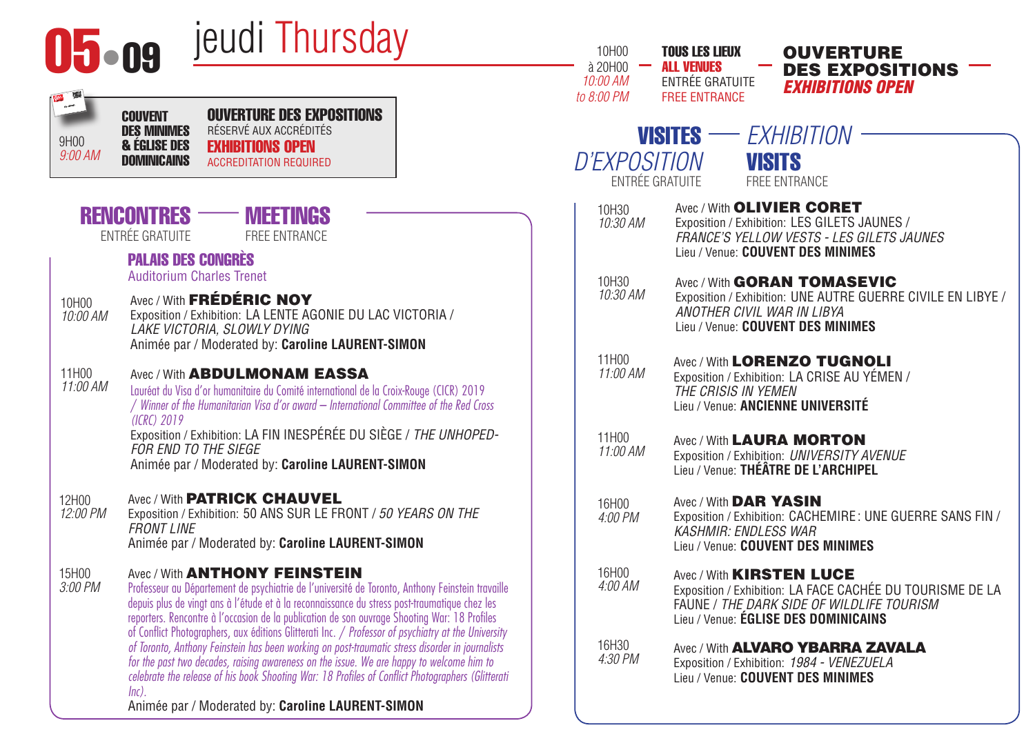# 05•09 jeudi Thursday

**9H00**
*9:00 AM*

**COUVENT DES MINIMES & ÉGLISE DES DOMINICAINS**

**OUVERTURE DES EXPOSITIONS**
RÉSERVÉ AUX ACCRÉDITÉS
**EXHIBITIONS OPEN**
ACCREDITATION REQUIRED

## RENCONTRES — MEETINGS

ENTRÉE GRATUITE — FREE ENTRANCE

### PALAIS DES CONGRÈS
Auditorium Charles Trenet

**10H00**
*10:00 AM*

Avec / With **FRÉDÉRIC NOY**
Exposition / Exhibition: LA LENTE AGONIE DU LAC VICTORIA / *LAKE VICTORIA, SLOWLY DYING*
Animée par / Moderated by: **Caroline LAURENT-SIMON**

**11H00**
*11:00 AM*

Avec / With **ABDULMONAM EASSA**
Lauréat du Visa d'or humanitaire du Comité international de la Croix-Rouge (CICR) 2019 / *Winner of the Humanitarian Visa d'or award – International Committee of the Red Cross (ICRC) 2019*
Exposition / Exhibition: LA FIN INESPÉRÉE DU SIÈGE / *THE UNHOPED-FOR END TO THE SIEGE*
Animée par / Moderated by: **Caroline LAURENT-SIMON**

**12H00**
*12:00 PM*

Avec / With **PATRICK CHAUVEL**
Exposition / Exhibition: 50 ANS SUR LE FRONT / *50 YEARS ON THE FRONT LINE*
Animée par / Moderated by: **Caroline LAURENT-SIMON**

**15H00**
*3:00 PM*

Avec / With **ANTHONY FEINSTEIN**
Professeur au Département de psychiatrie de l'université de Toronto, Anthony Feinstein travaille depuis plus de vingt ans à l'étude et à la reconnaissance du stress post-traumatique chez les reporters. Rencontre à l'occasion de la publication de son ouvrage Shooting War: 18 Profiles of Conflict Photographers, aux éditions Glitterati Inc. / *Professor of psychiatry at the University of Toronto, Anthony Feinstein has been working on post-traumatic stress disorder in journalists for the past two decades, raising awareness on the issue. We are happy to welcome him to celebrate the release of his book Shooting War: 18 Profiles of Conflict Photographers (Glitterati Inc).*
Animée par / Moderated by: **Caroline LAURENT-SIMON**

---

**10H00 à 20H00**
*10:00 AM to 8:00 PM*

**TOUS LES LIEUX**
**ALL VENUES**
ENTRÉE GRATUITE
FREE ENTRANCE

**OUVERTURE DES EXPOSITIONS**
***EXHIBITIONS OPEN***

## VISITES D'EXPOSITION — EXHIBITION VISITS

ENTRÉE GRATUITE — FREE ENTRANCE

**10H30**
*10:30 AM*

Avec / With **OLIVIER CORET**
Exposition / Exhibition: LES GILETS JAUNES / *FRANCE'S YELLOW VESTS - LES GILETS JAUNES*
Lieu / Venue: **COUVENT DES MINIMES**

**10H30**
*10:30 AM*

Avec / With **GORAN TOMASEVIC**
Exposition / Exhibition: UNE AUTRE GUERRE CIVILE EN LIBYE / *ANOTHER CIVIL WAR IN LIBYA*
Lieu / Venue: **COUVENT DES MINIMES**

**11H00**
*11:00 AM*

Avec / With **LORENZO TUGNOLI**
Exposition / Exhibition: LA CRISE AU YÉMEN / *THE CRISIS IN YEMEN*
Lieu / Venue: **ANCIENNE UNIVERSITÉ**

**11H00**
*11:00 AM*

Avec / With **LAURA MORTON**
Exposition / Exhibition: *UNIVERSITY AVENUE*
Lieu / Venue: **THÉÂTRE DE L'ARCHIPEL**

**16H00**
*4:00 PM*

Avec / With **DAR YASIN**
Exposition / Exhibition: CACHEMIRE : UNE GUERRE SANS FIN / *KASHMIR: ENDLESS WAR*
Lieu / Venue: **COUVENT DES MINIMES**

**16H00**
*4:00 AM*

Avec / With **KIRSTEN LUCE**
Exposition / Exhibition: LA FACE CACHÉE DU TOURISME DE LA FAUNE / *THE DARK SIDE OF WILDLIFE TOURISM*
Lieu / Venue: **ÉGLISE DES DOMINICAINS**

**16H30**
*4:30 PM*

Avec / With **ALVARO YBARRA ZAVALA**
Exposition / Exhibition: *1984 - VENEZUELA*
Lieu / Venue: **COUVENT DES MINIMES**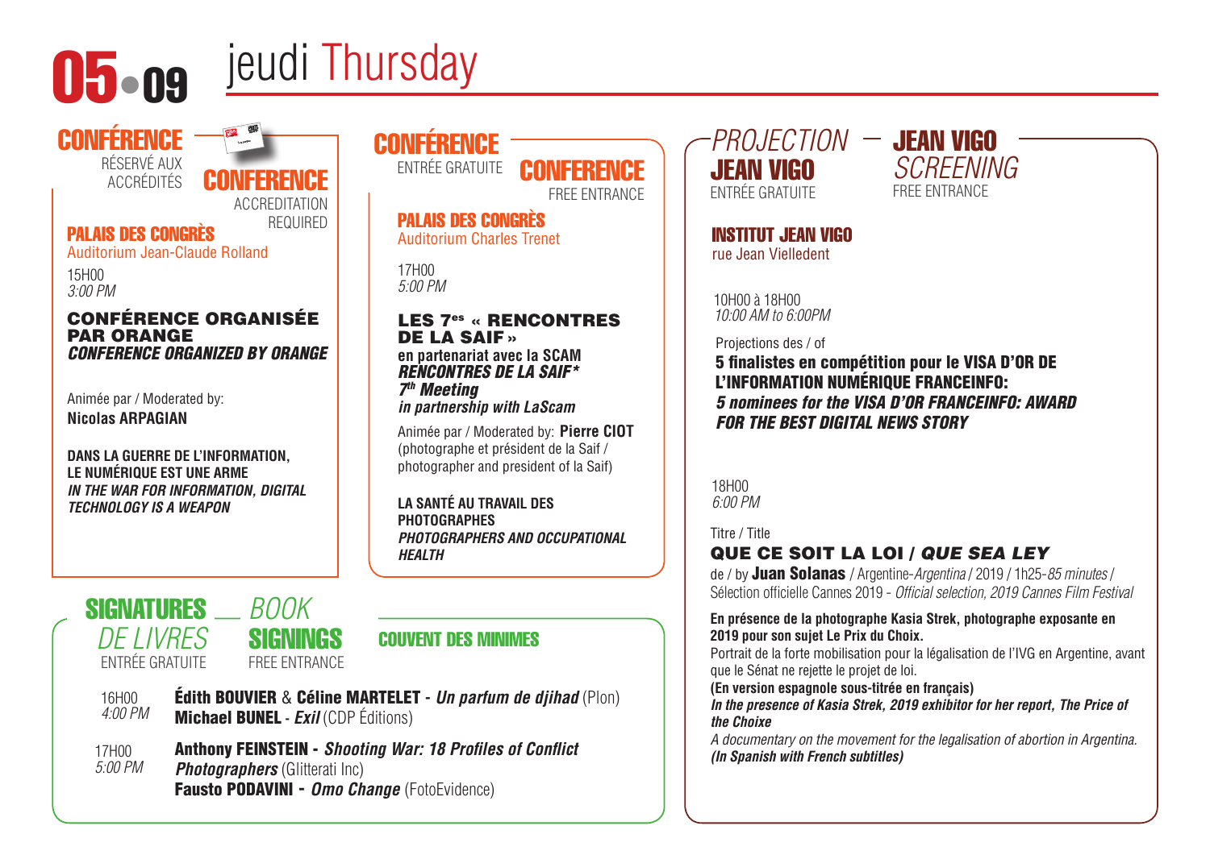# 05.09 jeudi Thursday

## CONFÉRENCE — CONFERENCE

RÉSERVÉ AUX ACCRÉDITÉS — ACCREDITATION REQUIRED

**PALAIS DES CONGRÈS**
Auditorium Jean-Claude Rolland

15H00
*3:00 PM*

**CONFÉRENCE ORGANISÉE PAR ORANGE**
***CONFERENCE ORGANIZED BY ORANGE***

Animée par / Moderated by:
**Nicolas ARPAGIAN**

**DANS LA GUERRE DE L'INFORMATION, LE NUMÉRIQUE EST UNE ARME**
***IN THE WAR FOR INFORMATION, DIGITAL TECHNOLOGY IS A WEAPON***

## CONFÉRENCE — CONFERENCE

ENTRÉE GRATUITE — FREE ENTRANCE

**PALAIS DES CONGRÈS**
Auditorium Charles Trenet

17H00
*5:00 PM*

**LES 7es « RENCONTRES DE LA SAIF »**
**en partenariat avec la SCAM**
***RENCONTRES DE LA SAIF\****
***7th Meeting***
***in partnership with LaScam***

Animée par / Moderated by: **Pierre CIOT** (photographe et président de la Saif / photographer and president of la Saif)

**LA SANTÉ AU TRAVAIL DES PHOTOGRAPHES**
***PHOTOGRAPHERS AND OCCUPATIONAL HEALTH***

## SIGNATURES DE LIVRES — BOOK SIGNINGS

ENTRÉE GRATUITE — FREE ENTRANCE

**COUVENT DES MINIMES**

16H00
*4:00 PM*

**Édith BOUVIER** & **Céline MARTELET** - ***Un parfum de djihad*** (Plon)
**Michael BUNEL** - ***Exil*** (CDP Éditions)

17H00
*5:00 PM*

**Anthony FEINSTEIN** - ***Shooting War: 18 Profiles of Conflict Photographers*** (Glitterati Inc)
**Fausto PODAVINI** - ***Omo Change*** (FotoEvidence)

## PROJECTION JEAN VIGO — JEAN VIGO SCREENING

ENTRÉE GRATUITE — FREE ENTRANCE

**INSTITUT JEAN VIGO**
rue Jean Vielledent

10H00 à 18H00
*10:00 AM to 6:00PM*

Projections des / of
**5 finalistes en compétition pour le VISA D'OR DE L'INFORMATION NUMÉRIQUE FRANCEINFO:**
***5 nominees for the VISA D'OR FRANCEINFO: AWARD FOR THE BEST DIGITAL NEWS STORY***

18H00
*6:00 PM*

Titre / Title
**QUE CE SOIT LA LOI / *QUE SEA LEY***
de / by **Juan Solanas** / Argentine-*Argentina* / 2019 / 1h25-*85 minutes* / Sélection officielle Cannes 2019 - *Official selection, 2019 Cannes Film Festival*

**En présence de la photographe Kasia Strek, photographe exposante en 2019 pour son sujet Le Prix du Choix.**
Portrait de la forte mobilisation pour la légalisation de l'IVG en Argentine, avant que le Sénat ne rejette le projet de loi.
**(En version espagnole sous-titrée en français)**
***In the presence of Kasia Strek, 2019 exhibitor for her report, The Price of the Choixe***
*A documentary on the movement for the legalisation of abortion in Argentina.*
***(In Spanish with French subtitles)***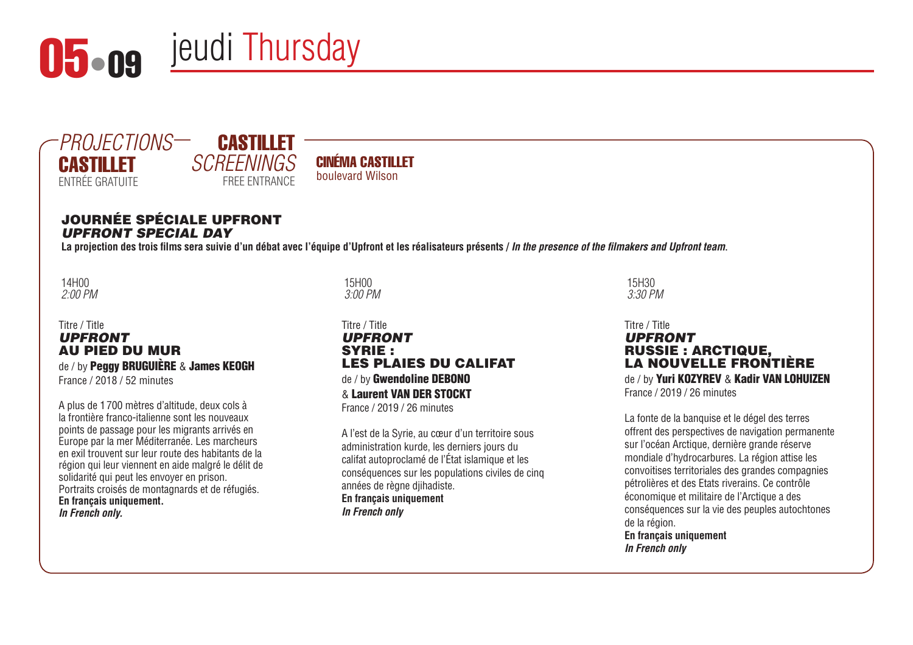# 05 • 09 jeudi Thursday

*PROJECTIONS* **CASTILLET** ENTRÉE GRATUITE

**CASTILLET** *SCREENINGS* FREE ENTRANCE

**CINÉMA CASTILLET**
boulevard Wilson

## JOURNÉE SPÉCIALE UPFRONT
## *UPFRONT SPECIAL DAY*

**La projection des trois films sera suivie d'un débat avec l'équipe d'Upfront et les réalisateurs présents /** ***In the presence of the filmmakers and Upfront team.***

14H00
*2:00 PM*

Titre / Title
***UPFRONT***
**AU PIED DU MUR**
de / by **Peggy BRUGUIÈRE** & **James KEOGH**
France / 2018 / 52 minutes

A plus de 1 700 mètres d'altitude, deux cols à la frontière franco-italienne sont les nouveaux points de passage pour les migrants arrivés en Europe par la mer Méditerranée. Les marcheurs en exil trouvent sur leur route des habitants de la région qui leur viennent en aide malgré le délit de solidarité qui peut les envoyer en prison. Portraits croisés de montagnards et de réfugiés.
**En français uniquement.**
***In French only.***

15H00
*3:00 PM*

Titre / Title
***UPFRONT***
**SYRIE : LES PLAIES DU CALIFAT**
de / by **Gwendoline DEBONO** & **Laurent VAN DER STOCKT**
France / 2019 / 26 minutes

A l'est de la Syrie, au cœur d'un territoire sous administration kurde, les derniers jours du califat autoproclamé de l'État islamique et les conséquences sur les populations civiles de cinq années de règne djihadiste.
**En français uniquement**
***In French only***

15H30
*3:30 PM*

Titre / Title
***UPFRONT***
**RUSSIE : ARCTIQUE, LA NOUVELLE FRONTIÈRE**
de / by **Yuri KOZYREV** & **Kadir VAN LOHUIZEN**
France / 2019 / 26 minutes

La fonte de la banquise et le dégel des terres offrent des perspectives de navigation permanente sur l'océan Arctique, dernière grande réserve mondiale d'hydrocarbures. La région attise les convoitises territoriales des grandes compagnies pétrolières et des Etats riverains. Ce contrôle économique et militaire de l'Arctique a des conséquences sur la vie des peuples autochtones de la région.
**En français uniquement**
***In French only***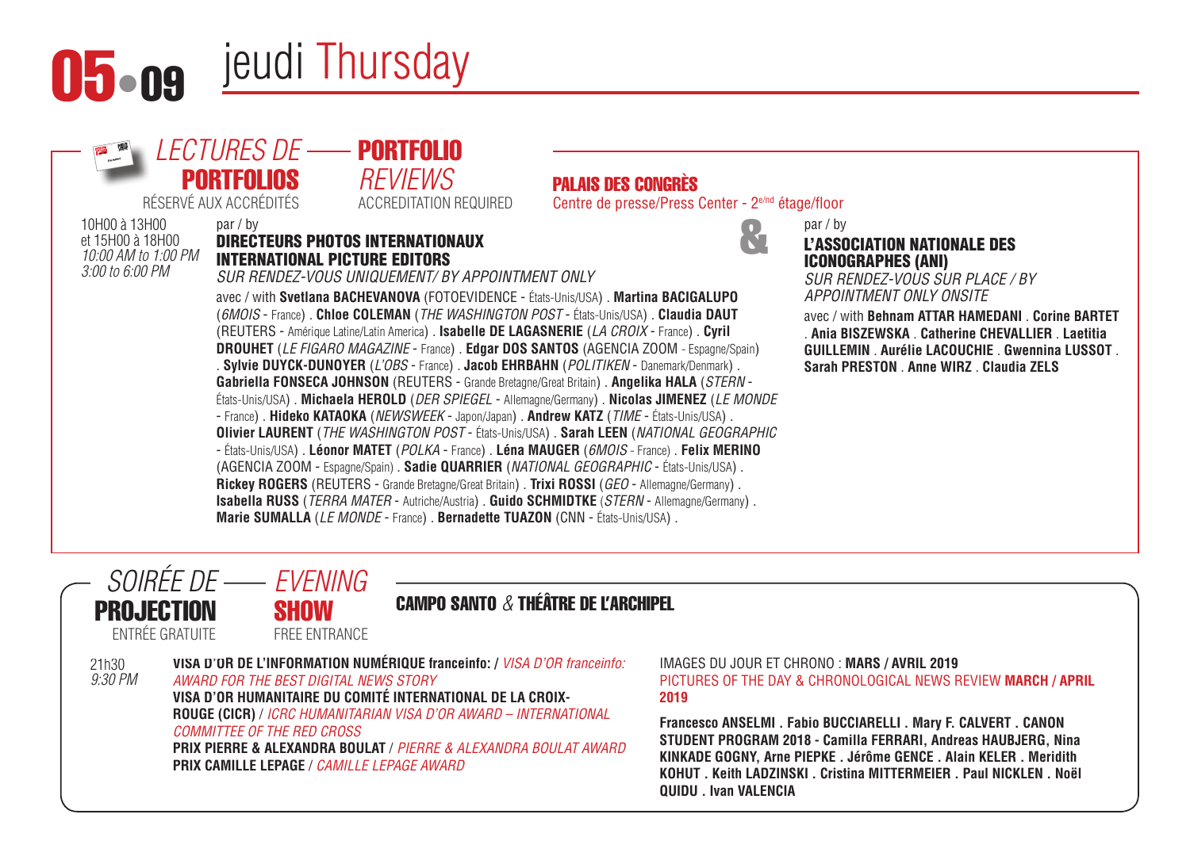# 05 • 09 jeudi Thursday

## *LECTURES DE* **PORTFOLIOS** — **PORTFOLIO** *REVIEWS*

RÉSERVÉ AUX ACCRÉDITÉS — ACCREDITATION REQUIRED

**PALAIS DES CONGRÈS**
Centre de presse/Press Center - 2e/nd étage/floor

10H00 à 13H00
et 15H00 à 18H00
*10:00 AM to 1:00 PM*
*3:00 to 6:00 PM*

par / by
**DIRECTEURS PHOTOS INTERNATIONAUX**
**INTERNATIONAL PICTURE EDITORS**
*SUR RENDEZ-VOUS UNIQUEMENT/ BY APPOINTMENT ONLY*

avec / with **Svetlana BACHEVANOVA** (FOTOEVIDENCE - États-Unis/USA) . **Martina BACIGALUPO** (*6MOIS* - France) . **Chloe COLEMAN** (*THE WASHINGTON POST* - États-Unis/USA) . **Claudia DAUT** (REUTERS - Amérique Latine/Latin America) . **Isabelle DE LAGASNERIE** (*LA CROIX* - France) . **Cyril DROUHET** (*LE FIGARO MAGAZINE* - France) . **Edgar DOS SANTOS** (AGENCIA ZOOM - Espagne/Spain) . **Sylvie DUYCK-DUNOYER** (*L'OBS* - France) . **Jacob EHRBAHN** (*POLITIKEN* - Danemark/Denmark) . **Gabriella FONSECA JOHNSON** (REUTERS - Grande Bretagne/Great Britain) . **Angelika HALA** (*STERN* - États-Unis/USA) . **Michaela HEROLD** (*DER SPIEGEL* - Allemagne/Germany) . **Nicolas JIMENEZ** (*LE MONDE* - France) . **Hideko KATAOKA** (*NEWSWEEK* - Japon/Japan) . **Andrew KATZ** (*TIME* - États-Unis/USA) . **Olivier LAURENT** (*THE WASHINGTON POST* - États-Unis/USA) . **Sarah LEEN** (*NATIONAL GEOGRAPHIC* - États-Unis/USA) . **Léonor MATET** (*POLKA* - France) . **Léna MAUGER** (*6MOIS* - France) . **Felix MERINO** (AGENCIA ZOOM - Espagne/Spain) . **Sadie QUARRIER** (*NATIONAL GEOGRAPHIC* - États-Unis/USA) . **Rickey ROGERS** (REUTERS - Grande Bretagne/Great Britain) . **Trixi ROSSI** (*GEO* - Allemagne/Germany) . **Isabella RUSS** (*TERRA MATER* - Autriche/Austria) . **Guido SCHMIDTKE** (*STERN* - Allemagne/Germany) . **Marie SUMALLA** (*LE MONDE* - France) . **Bernadette TUAZON** (CNN - États-Unis/USA) .

&

par / by
**L'ASSOCIATION NATIONALE DES ICONOGRAPHES (ANI)**
*SUR RENDEZ-VOUS SUR PLACE / BY APPOINTMENT ONLY ONSITE*

avec / with **Behnam ATTAR HAMEDANI** . **Corine BARTET** . **Ania BISZEWSKA** . **Catherine CHEVALLIER** . **Laetitia GUILLEMIN** . **Aurélie LACOUCHIE** . **Gwennina LUSSOT** . **Sarah PRESTON** . **Anne WIRZ** . **Claudia ZELS**

## *SOIRÉE DE* **PROJECTION** — *EVENING* **SHOW**

ENTRÉE GRATUITE — FREE ENTRANCE

**CAMPO SANTO** & **THÉÂTRE DE L'ARCHIPEL**

21h30
*9:30 PM*

**VISA D'OR DE L'INFORMATION NUMÉRIQUE franceinfo:** / *VISA D'OR franceinfo: AWARD FOR THE BEST DIGITAL NEWS STORY*
**VISA D'OR HUMANITAIRE DU COMITÉ INTERNATIONAL DE LA CROIX-ROUGE (CICR)** / *ICRC HUMANITARIAN VISA D'OR AWARD – INTERNATIONAL COMMITTEE OF THE RED CROSS*
**PRIX PIERRE & ALEXANDRA BOULAT** / *PIERRE & ALEXANDRA BOULAT AWARD*
**PRIX CAMILLE LEPAGE** / *CAMILLE LEPAGE AWARD*

IMAGES DU JOUR ET CHRONO : **MARS / AVRIL 2019**
PICTURES OF THE DAY & CHRONOLOGICAL NEWS REVIEW **MARCH / APRIL 2019**

**Francesco ANSELMI . Fabio BUCCIARELLI . Mary F. CALVERT . CANON STUDENT PROGRAM 2018 - Camilla FERRARI, Andreas HAUBJERG, Nina KINKADE GOGNY, Arne PIEPKE . Jérôme GENCE . Alain KELER . Meridith KOHUT . Keith LADZINSKI . Cristina MITTERMEIER . Paul NICKLEN . Noël QUIDU . Ivan VALENCIA**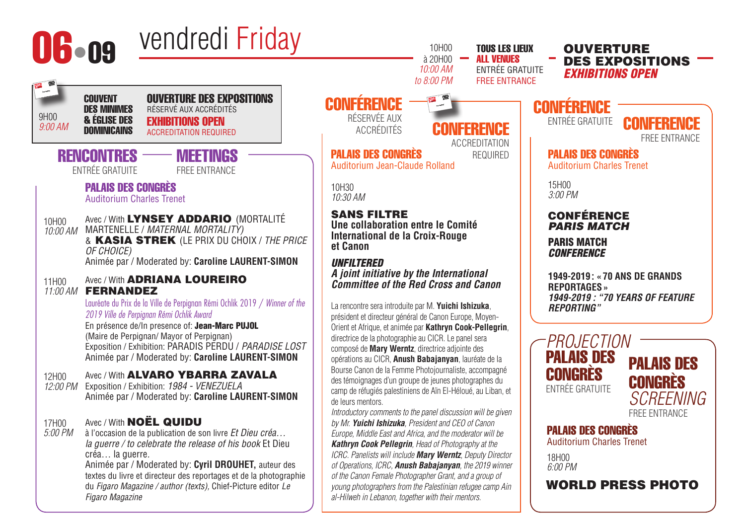# 06 • 09 vendredi Friday

10H00 à 20H00
*10:00 AM to 8:00 PM*

**TOUS LES LIEUX**
**ALL VENUES**
ENTRÉE GRATUITE
FREE ENTRANCE

**OUVERTURE DES EXPOSITIONS**
***EXHIBITIONS OPEN***

9H00
*9:00 AM*

**COUVENT DES MINIMES & ÉGLISE DES DOMINICAINS**

**OUVERTURE DES EXPOSITIONS**
RÉSERVÉ AUX ACCRÉDITÉS
**EXHIBITIONS OPEN**
ACCREDITATION REQUIRED

## RENCONTRES — MEETINGS

ENTRÉE GRATUITE — FREE ENTRANCE

**PALAIS DES CONGRÈS**
Auditorium Charles Trenet

10H00
*10:00 AM*
Avec / With **LYNSEY ADDARIO** (MORTALITÉ MARTENELLE / *MATERNAL MORTALITY)*
& **KASIA STREK** (LE PRIX DU CHOIX / *THE PRICE OF CHOICE)*
Animée par / Moderated by: **Caroline LAURENT-SIMON**

11H00
*11:00 AM*
Avec / With **ADRIANA LOUREIRO FERNANDEZ**
Lauréate du Prix de la Ville de Perpignan Rémi Ochlik 2019 / *Winner of the 2019 Ville de Perpignan Rémi Ochlik Award*
En présence de/In presence of: **Jean-Marc PUJOL**
(Maire de Perpignan/ Mayor of Perpignan)
Exposition / Exhibition: PARADIS PERDU / *PARADISE LOST*
Animée par / Moderated by: **Caroline LAURENT-SIMON**

12H00
*12:00 PM*
Avec / With **ALVARO YBARRA ZAVALA**
Exposition / Exhibition: *1984 - VENEZUELA*
Animée par / Moderated by: **Caroline LAURENT-SIMON**

17H00
*5:00 PM*
Avec / With **NOËL QUIDU**
à l'occasion de la publication de son livre *Et Dieu créa… la guerre / to celebrate the release of his book* Et Dieu créa… la guerre.
Animée par / Moderated by: **Cyril DROUHET,** auteur des textes du livre et directeur des reportages et de la photographie du *Figaro Magazine / author (texts),* Chief-Picture editor *Le Figaro Magazine*

## CONFÉRENCE — CONFERENCE

RÉSERVÉE AUX ACCRÉDITÉS — ACCREDITATION REQUIRED

**PALAIS DES CONGRÈS**
Auditorium Jean-Claude Rolland

10H30
*10:30 AM*

**SANS FILTRE**
**Une collaboration entre le Comité International de la Croix-Rouge et Canon**

***UNFILTERED***
***A joint initiative by the International Committee of the Red Cross and Canon***

La rencontre sera introduite par M. **Yuichi Ishizuka**, président et directeur général de Canon Europe, Moyen-Orient et Afrique, et animée par **Kathryn Cook-Pellegrin**, directrice de la photographie au CICR. Le panel sera composé de **Mary Werntz**, directrice adjointe des opérations au CICR, **Anush Babajanyan**, lauréate de la Bourse Canon de la Femme Photojournaliste, accompagné des témoignages d'un groupe de jeunes photographes du camp de réfugiés palestiniens de Aïn El-Héloué, au Liban, et de leurs mentors.

*Introductory comments to the panel discussion will be given by Mr. **Yuichi Ishizuka**, President and CEO of Canon Europe, Middle East and Africa, and the moderator will be **Kathryn Cook Pellegrin**, Head of Photography at the ICRC. Panelists will include **Mary Werntz**, Deputy Director of Operations, ICRC, **Anush Babajanyan**, the 2019 winner of the Canon Female Photographer Grant, and a group of young photographers from the Palestinian refugee camp Ain al-Hilweh in Lebanon, together with their mentors.*

## CONFÉRENCE — CONFERENCE

ENTRÉE GRATUITE — FREE ENTRANCE

**PALAIS DES CONGRÈS**
Auditorium Charles Trenet

15H00
*3:00 PM*

**CONFÉRENCE**
***PARIS MATCH***

**PARIS MATCH**
***CONFERENCE***

**1949-2019 : « 70 ANS DE GRANDS REPORTAGES »**
***1949-2019 : "70 YEARS OF FEATURE REPORTING"***

## PROJECTION PALAIS DES CONGRÈS — PALAIS DES CONGRÈS SCREENING

ENTRÉE GRATUITE — FREE ENTRANCE

**PALAIS DES CONGRÈS**
Auditorium Charles Trenet

18H00
*6:00 PM*

**WORLD PRESS PHOTO**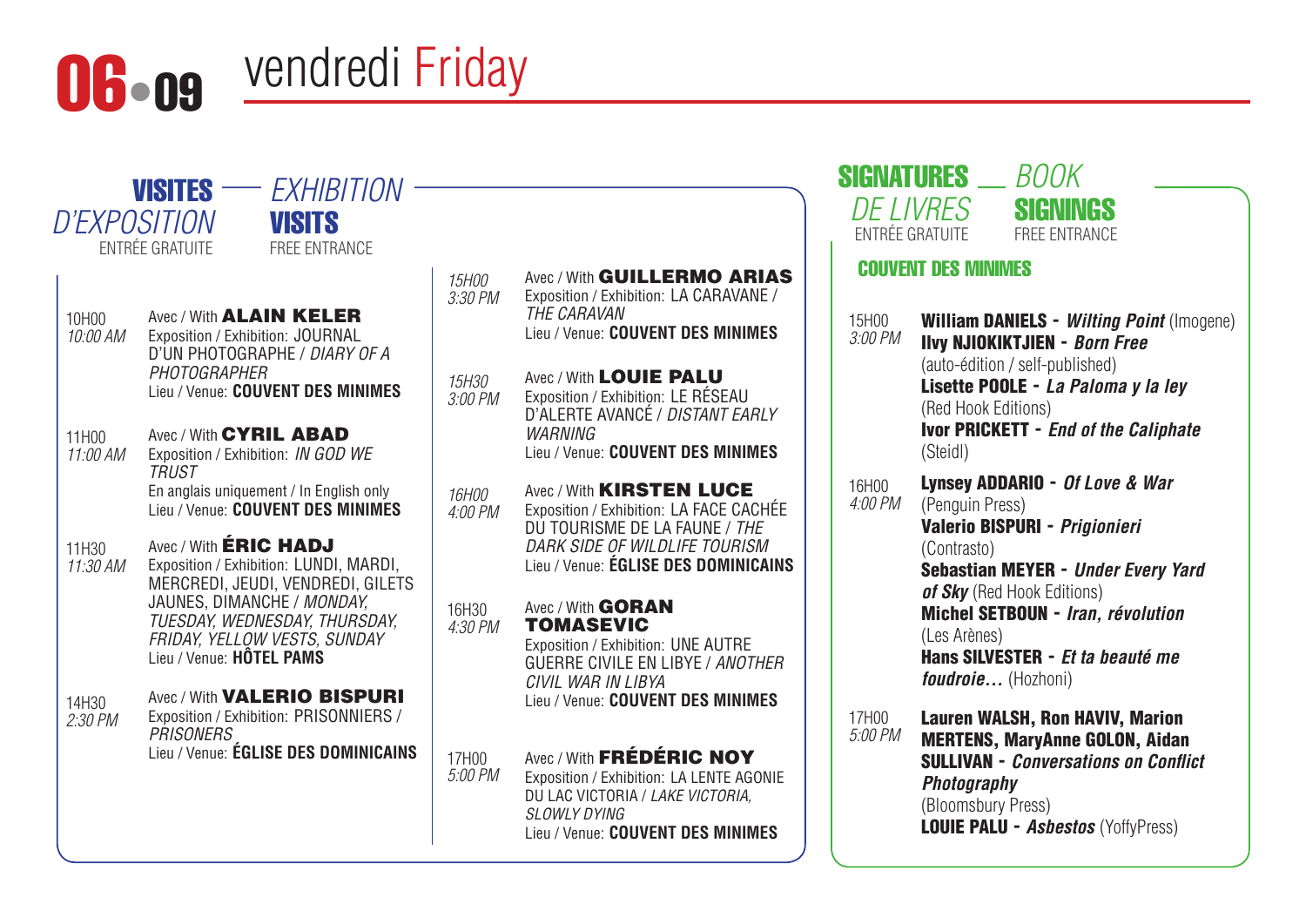# 06•09 vendredi Friday

## VISITES D'EXPOSITION — EXHIBITION VISITS

ENTRÉE GRATUITE — FREE ENTRANCE

**10H00** *10:00 AM*
Avec / With **ALAIN KELER**
Exposition / Exhibition: JOURNAL D'UN PHOTOGRAPHE / *DIARY OF A PHOTOGRAPHER*
Lieu / Venue: **COUVENT DES MINIMES**

**11H00** *11:00 AM*
Avec / With **CYRIL ABAD**
Exposition / Exhibition: *IN GOD WE TRUST*
En anglais uniquement / In English only
Lieu / Venue: **COUVENT DES MINIMES**

**11H30** *11:30 AM*
Avec / With **ÉRIC HADJ**
Exposition / Exhibition: LUNDI, MARDI, MERCREDI, JEUDI, VENDREDI, GILETS JAUNES, DIMANCHE / *MONDAY, TUESDAY, WEDNESDAY, THURSDAY, FRIDAY, YELLOW VESTS, SUNDAY*
Lieu / Venue: **HÔTEL PAMS**

**14H30** *2:30 PM*
Avec / With **VALERIO BISPURI**
Exposition / Exhibition: PRISONNIERS / *PRISONERS*
Lieu / Venue: **ÉGLISE DES DOMINICAINS**

**15H00** *3:30 PM*
Avec / With **GUILLERMO ARIAS**
Exposition / Exhibition: LA CARAVANE / *THE CARAVAN*
Lieu / Venue: **COUVENT DES MINIMES**

**15H30** *3:00 PM*
Avec / With **LOUIE PALU**
Exposition / Exhibition: LE RÉSEAU D'ALERTE AVANCÉ / *DISTANT EARLY WARNING*
Lieu / Venue: **COUVENT DES MINIMES**

**16H00** *4:00 PM*
Avec / With **KIRSTEN LUCE**
Exposition / Exhibition: LA FACE CACHÉE DU TOURISME DE LA FAUNE / *THE DARK SIDE OF WILDLIFE TOURISM*
Lieu / Venue: **ÉGLISE DES DOMINICAINS**

**16H30** *4:30 PM*
Avec / With **GORAN TOMASEVIC**
Exposition / Exhibition: UNE AUTRE GUERRE CIVILE EN LIBYE / *ANOTHER CIVIL WAR IN LIBYA*
Lieu / Venue: **COUVENT DES MINIMES**

**17H00** *5:00 PM*
Avec / With **FRÉDÉRIC NOY**
Exposition / Exhibition: LA LENTE AGONIE DU LAC VICTORIA / *LAKE VICTORIA, SLOWLY DYING*
Lieu / Venue: **COUVENT DES MINIMES**

## SIGNATURES DE LIVRES — BOOK SIGNINGS

ENTRÉE GRATUITE — FREE ENTRANCE

### COUVENT DES MINIMES

**15H00** *3:00 PM*
**William DANIELS** - ***Wilting Point*** (Imogene)
**Ilvy NJIOKIKTJIEN** - ***Born Free*** (auto-édition / self-published)
**Lisette POOLE** - ***La Paloma y la ley*** (Red Hook Editions)
**Ivor PRICKETT** - ***End of the Caliphate*** (Steidl)

**16H00** *4:00 PM*
**Lynsey ADDARIO** - ***Of Love & War*** (Penguin Press)
**Valerio BISPURI** - ***Prigionieri*** (Contrasto)
**Sebastian MEYER** - ***Under Every Yard of Sky*** (Red Hook Editions)
**Michel SETBOUN** - ***Iran, révolution*** (Les Arènes)
**Hans SILVESTER** - ***Et ta beauté me foudroie…*** (Hozhoni)

**17H00** *5:00 PM*
**Lauren WALSH, Ron HAVIV, Marion MERTENS, MaryAnne GOLON, Aidan SULLIVAN** - ***Conversations on Conflict Photography*** (Bloomsbury Press)
**LOUIE PALU** - ***Asbestos*** (YoffyPress)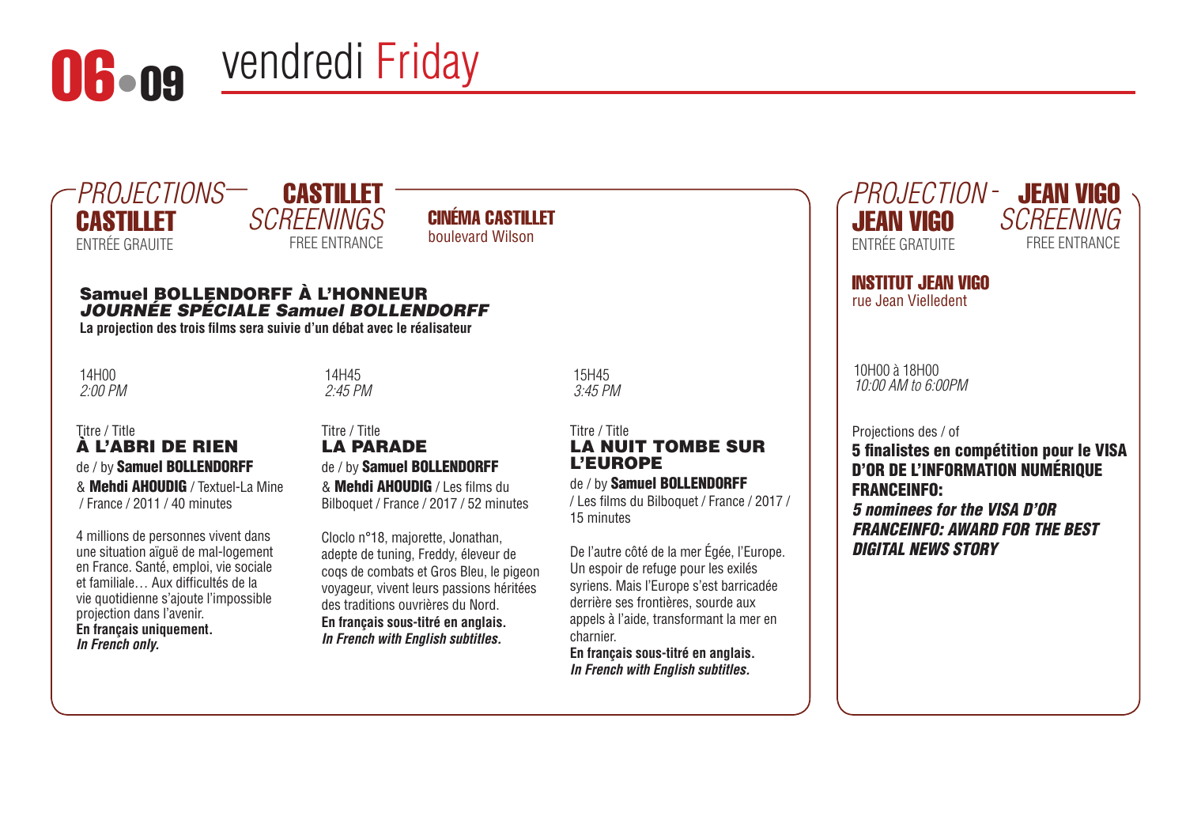# 06 • 09 vendredi Friday

## PROJECTIONS CASTILLET — CASTILLET SCREENINGS

ENTRÉE GRAUITE — FREE ENTRANCE

**CINÉMA CASTILLET**
boulevard Wilson

### Samuel BOLLENDORFF À L'HONNEUR
***JOURNÉE SPÉCIALE Samuel BOLLENDORFF***

**La projection des trois films sera suivie d'un débat avec le réalisateur**

14H00
*2:00 PM*

Titre / Title
**À L'ABRI DE RIEN**
de / by **Samuel BOLLENDORFF** & **Mehdi AHOUDIG** / Textuel-La Mine / France / 2011 / 40 minutes

4 millions de personnes vivent dans une situation aïguë de mal-logement en France. Santé, emploi, vie sociale et familiale… Aux difficultés de la vie quotidienne s'ajoute l'impossible projection dans l'avenir.
**En français uniquement.**
***In French only.***

14H45
*2:45 PM*

Titre / Title
**LA PARADE**
de / by **Samuel BOLLENDORFF** & **Mehdi AHOUDIG** / Les films du Bilboquet / France / 2017 / 52 minutes

Cloclo n°18, majorette, Jonathan, adepte de tuning, Freddy, éleveur de coqs de combats et Gros Bleu, le pigeon voyageur, vivent leurs passions héritées des traditions ouvrières du Nord.
**En français sous-titré en anglais.**
***In French with English subtitles.***

15H45
*3:45 PM*

Titre / Title
**LA NUIT TOMBE SUR L'EUROPE**
de / by **Samuel BOLLENDORFF** / Les films du Bilboquet / France / 2017 / 15 minutes

De l'autre côté de la mer Égée, l'Europe. Un espoir de refuge pour les exilés syriens. Mais l'Europe s'est barricadée derrière ses frontières, sourde aux appels à l'aide, transformant la mer en charnier.
**En français sous-titré en anglais.**
***In French with English subtitles.***

## PROJECTION JEAN VIGO — JEAN VIGO SCREENING

ENTRÉE GRATUITE — FREE ENTRANCE

**INSTITUT JEAN VIGO**
rue Jean Vielledent

10H00 à 18H00
*10:00 AM to 6:00PM*

Projections des / of
**5 finalistes en compétition pour le VISA D'OR DE L'INFORMATION NUMÉRIQUE FRANCEINFO:**
***5 nominees for the VISA D'OR FRANCEINFO: AWARD FOR THE BEST DIGITAL NEWS STORY***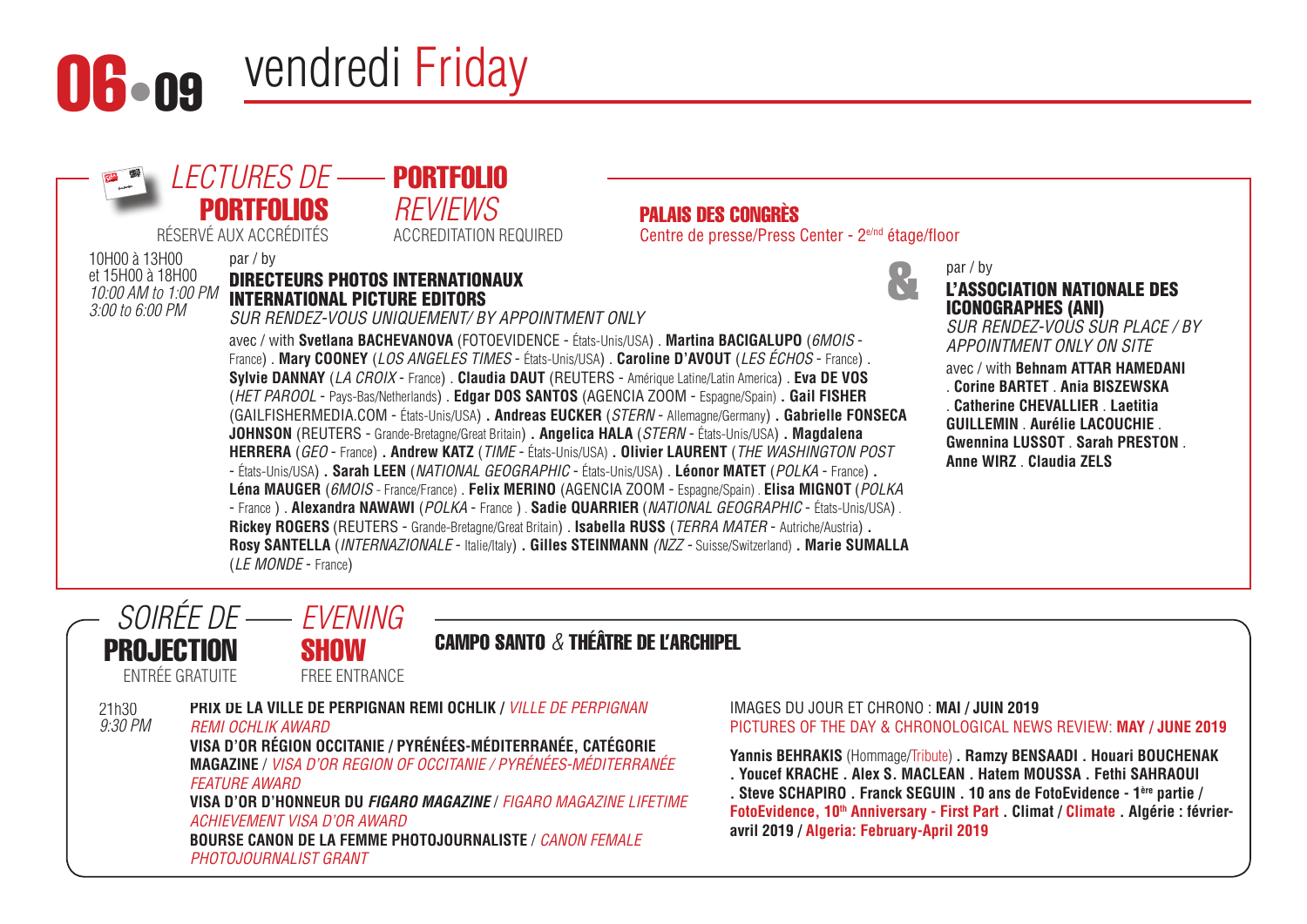# 06 • 09 vendredi Friday

## *LECTURES DE* PORTFOLIOS — PORTFOLIO *REVIEWS*

RÉSERVÉ AUX ACCRÉDITÉS — ACCREDITATION REQUIRED

**PALAIS DES CONGRÈS**
Centre de presse/Press Center - 2e/nd étage/floor

10H00 à 13H00
et 15H00 à 18H00
*10:00 AM to 1:00 PM*
*3:00 to 6:00 PM*

par / by
**DIRECTEURS PHOTOS INTERNATIONAUX**
**INTERNATIONAL PICTURE EDITORS**
*SUR RENDEZ-VOUS UNIQUEMENT/ BY APPOINTMENT ONLY*

avec / with **Svetlana BACHEVANOVA** (FOTOEVIDENCE - États-Unis/USA) . **Martina BACIGALUPO** (*6MOIS* - France) . **Mary COONEY** (*LOS ANGELES TIMES* - États-Unis/USA) . **Caroline D'AVOUT** (*LES ÉCHOS* - France) . **Sylvie DANNAY** (*LA CROIX* - France) . **Claudia DAUT** (REUTERS - Amérique Latine/Latin America) . **Eva DE VOS** (*HET PAROOL* - Pays-Bas/Netherlands) . **Edgar DOS SANTOS** (AGENCIA ZOOM - Espagne/Spain) . **Gail FISHER** (GAILFISHERMEDIA.COM - États-Unis/USA) . **Andreas EUCKER** (*STERN* - Allemagne/Germany) . **Gabrielle FONSECA JOHNSON** (REUTERS - Grande-Bretagne/Great Britain) . **Angelica HALA** (*STERN* - États-Unis/USA) . **Magdalena HERRERA** (*GEO* - France) . **Andrew KATZ** (*TIME* - États-Unis/USA) . **Olivier LAURENT** (*THE WASHINGTON POST* - États-Unis/USA) . **Sarah LEEN** (*NATIONAL GEOGRAPHIC* - États-Unis/USA) . **Léonor MATET** (*POLKA* - France) . **Léna MAUGER** (*6MOIS* - France/France) . **Felix MERINO** (AGENCIA ZOOM - Espagne/Spain) . **Elisa MIGNOT** (*POLKA* - France ) . **Alexandra NAWAWI** (*POLKA* - France ) . **Sadie QUARRIER** (*NATIONAL GEOGRAPHIC* - États-Unis/USA) . **Rickey ROGERS** (REUTERS - Grande-Bretagne/Great Britain) . **Isabella RUSS** (*TERRA MATER* - Autriche/Austria) . **Rosy SANTELLA** (*INTERNAZIONALE* - Italie/Italy) . **Gilles STEINMANN** (*NZZ* - Suisse/Switzerland) . **Marie SUMALLA** (*LE MONDE* - France)

&

par / by
**L'ASSOCIATION NATIONALE DES ICONOGRAPHES (ANI)**
*SUR RENDEZ-VOUS SUR PLACE / BY APPOINTMENT ONLY ON SITE*

avec / with **Behnam ATTAR HAMEDANI** . **Corine BARTET** . **Ania BISZEWSKA** . **Catherine CHEVALLIER** . **Laetitia GUILLEMIN** . **Aurélie LACOUCHIE** . **Gwennina LUSSOT** . **Sarah PRESTON** . **Anne WIRZ** . **Claudia ZELS**

## *SOIRÉE DE* PROJECTION — *EVENING* SHOW

ENTRÉE GRATUITE — FREE ENTRANCE

**CAMPO SANTO** & **THÉÂTRE DE L'ARCHIPEL**

21h30
*9:30 PM*

**PRIX DE LA VILLE DE PERPIGNAN REMI OCHLIK** / *VILLE DE PERPIGNAN REMI OCHLIK AWARD*
**VISA D'OR RÉGION OCCITANIE / PYRÉNÉES-MÉDITERRANÉE, CATÉGORIE MAGAZINE** / *VISA D'OR REGION OF OCCITANIE / PYRÉNÉES-MÉDITERRANÉE FEATURE AWARD*
**VISA D'OR D'HONNEUR DU *FIGARO MAGAZINE*** / *FIGARO MAGAZINE LIFETIME ACHIEVEMENT VISA D'OR AWARD*
**BOURSE CANON DE LA FEMME PHOTOJOURNALISTE** / *CANON FEMALE PHOTOJOURNALIST GRANT*

IMAGES DU JOUR ET CHRONO : **MAI / JUIN 2019**
PICTURES OF THE DAY & CHRONOLOGICAL NEWS REVIEW: **MAY / JUNE 2019**

**Yannis BEHRAKIS** (Hommage/Tribute) . **Ramzy BENSAADI** . **Houari BOUCHENAK** . **Youcef KRACHE** . **Alex S. MACLEAN** . **Hatem MOUSSA** . **Fethi SAHRAOUI** . **Steve SCHAPIRO** . **Franck SEGUIN** . **10 ans de FotoEvidence - 1ère partie / FotoEvidence, 10th Anniversary - First Part** . **Climat / Climate** . **Algérie : février-avril 2019 / Algeria: February-April 2019**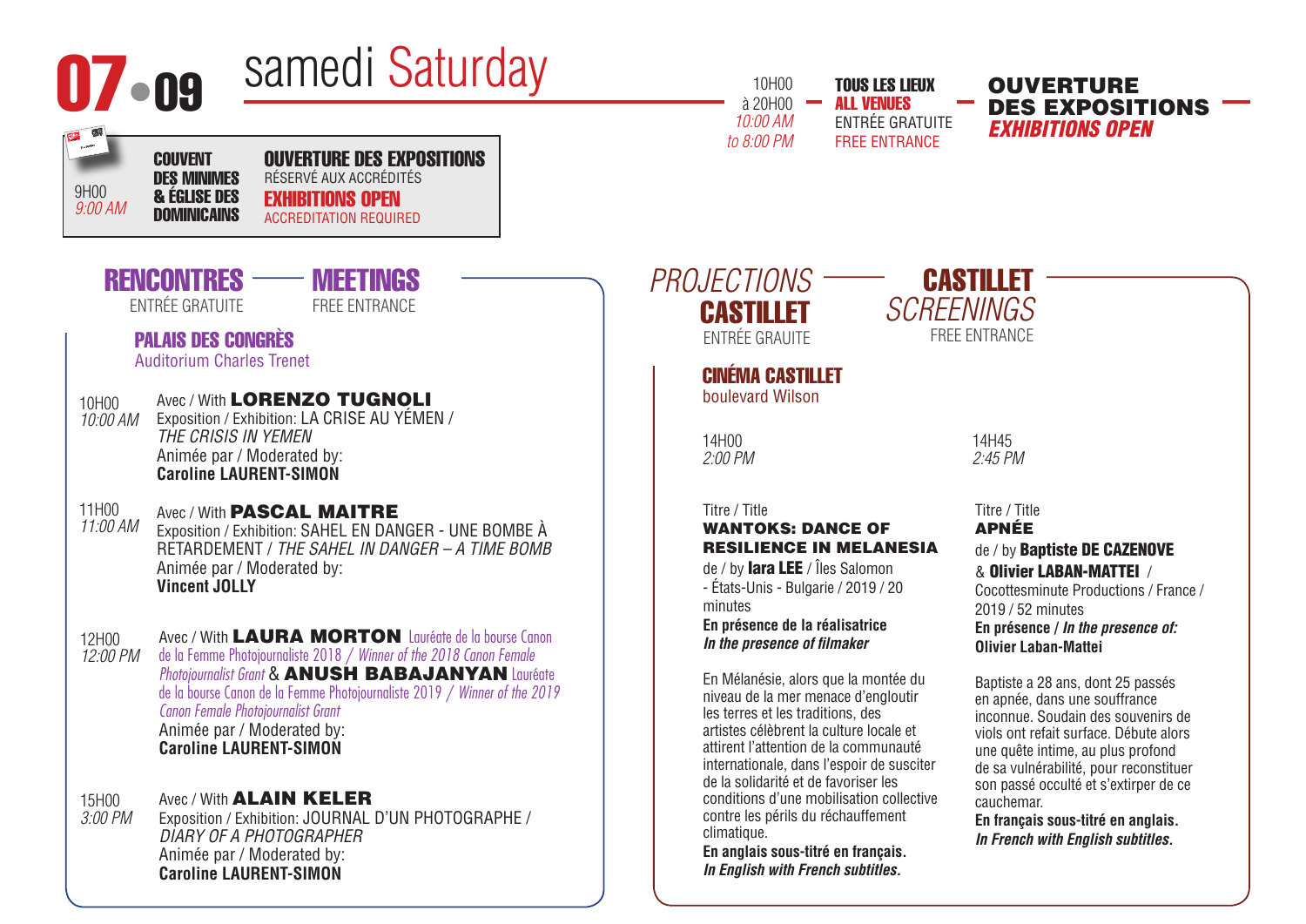# 07 • 09 samedi Saturday

10H00 à 20H00 *10:00 AM to 8:00 PM*

**TOUS LES LIEUX**
**ALL VENUES**
ENTRÉE GRATUITE
FREE ENTRANCE

**OUVERTURE DES EXPOSITIONS**
***EXHIBITIONS OPEN***

9H00 *9:00 AM*

**COUVENT DES MINIMES & ÉGLISE DES DOMINICAINS**

**OUVERTURE DES EXPOSITIONS**
RÉSERVÉ AUX ACCRÉDITÉS
**EXHIBITIONS OPEN**
ACCREDITATION REQUIRED

## RENCONTRES — MEETINGS

ENTRÉE GRATUITE — FREE ENTRANCE

### PALAIS DES CONGRÈS
Auditorium Charles Trenet

10H00 *10:00 AM*
Avec / With **LORENZO TUGNOLI**
Exposition / Exhibition: LA CRISE AU YÉMEN / *THE CRISIS IN YEMEN*
Animée par / Moderated by:
**Caroline LAURENT-SIMON**

11H00 *11:00 AM*
Avec / With **PASCAL MAITRE**
Exposition / Exhibition: SAHEL EN DANGER - UNE BOMBE À RETARDEMENT / *THE SAHEL IN DANGER – A TIME BOMB*
Animée par / Moderated by:
**Vincent JOLLY**

12H00 *12:00 PM*
Avec / With **LAURA MORTON** Lauréate de la bourse Canon de la Femme Photojournaliste 2018 / *Winner of the 2018 Canon Female Photojournalist Grant* & **ANUSH BABAJANYAN** Lauréate de la bourse Canon de la Femme Photojournaliste 2019 / *Winner of the 2019 Canon Female Photojournalist Grant*
Animée par / Moderated by:
**Caroline LAURENT-SIMON**

15H00 *3:00 PM*
Avec / With **ALAIN KELER**
Exposition / Exhibition: JOURNAL D'UN PHOTOGRAPHE / *DIARY OF A PHOTOGRAPHER*
Animée par / Moderated by:
**Caroline LAURENT-SIMON**

## *PROJECTIONS* CASTILLET — CASTILLET *SCREENINGS*

ENTRÉE GRAUITE — FREE ENTRANCE

### CINÉMA CASTILLET
boulevard Wilson

14H00 *2:00 PM*

Titre / Title
**WANTOKS: DANCE OF RESILIENCE IN MELANESIA**
de / by **Iara LEE** / Îles Salomon - États-Unis - Bulgarie / 2019 / 20 minutes
**En présence de la réalisatrice**
***In the presence of filmaker***

En Mélanésie, alors que la montée du niveau de la mer menace d'engloutir les terres et les traditions, des artistes célèbrent la culture locale et attirent l'attention de la communauté internationale, dans l'espoir de susciter de la solidarité et de favoriser les conditions d'une mobilisation collective contre les périls du réchauffement climatique.
**En anglais sous-titré en français.**
***In English with French subtitles.***

14H45 *2:45 PM*

Titre / Title
**APNÉE**
de / by **Baptiste DE CAZENOVE** & **Olivier LABAN-MATTEI** / Cocottesminute Productions / France / 2019 / 52 minutes
**En présence / *In the presence of:***
**Olivier Laban-Mattei**

Baptiste a 28 ans, dont 25 passés en apnée, dans une souffrance inconnue. Soudain des souvenirs de viols ont refait surface. Débute alors une quête intime, au plus profond de sa vulnérabilité, pour reconstituer son passé occulté et s'extirper de ce cauchemar.
**En français sous-titré en anglais.**
***In French with English subtitles.***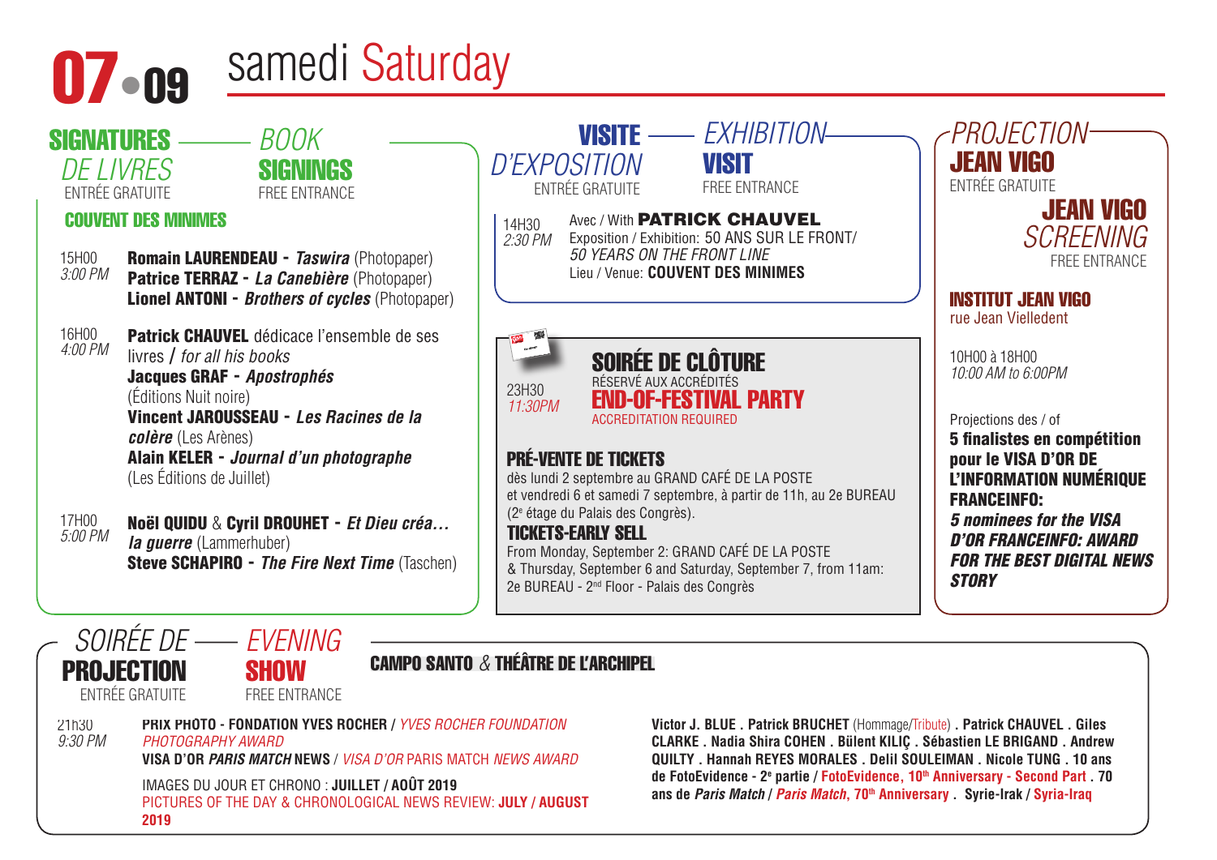# 07•09 samedi Saturday

## SIGNATURES DE LIVRES — BOOK SIGNINGS

ENTRÉE GRATUITE — FREE ENTRANCE

**COUVENT DES MINIMES**

15H00
*3:00 PM*

**Romain LAURENDEAU** - *Taswira* (Photopaper)
**Patrice TERRAZ** - *La Canebière* (Photopaper)
**Lionel ANTONI** - *Brothers of cycles* (Photopaper)

16H00
*4:00 PM*

**Patrick CHAUVEL** dédicace l'ensemble de ses livres / *for all his books*
**Jacques GRAF** - *Apostrophés* (Éditions Nuit noire)
**Vincent JAROUSSEAU** - *Les Racines de la colère* (Les Arènes)
**Alain KELER** - *Journal d'un photographe* (Les Éditions de Juillet)

17H00
*5:00 PM*

**Noël QUIDU** & **Cyril DROUHET** - *Et Dieu créa… la guerre* (Lammerhuber)
**Steve SCHAPIRO** - *The Fire Next Time* (Taschen)

## VISITE D'EXPOSITION — EXHIBITION VISIT

ENTRÉE GRATUITE — FREE ENTRANCE

14H30
*2:30 PM*

Avec / With **PATRICK CHAUVEL**
Exposition / Exhibition: 50 ANS SUR LE FRONT/ *50 YEARS ON THE FRONT LINE*
Lieu / Venue: **COUVENT DES MINIMES**

## SOIRÉE DE CLÔTURE

RÉSERVÉ AUX ACCRÉDITÉS

**END-OF-FESTIVAL PARTY**

ACCREDITATION REQUIRED

23H30
*11:30PM*

**PRÉ-VENTE DE TICKETS**

dès lundi 2 septembre au GRAND CAFÉ DE LA POSTE
et vendredi 6 et samedi 7 septembre, à partir de 11h, au 2e BUREAU (2e étage du Palais des Congrès).

**TICKETS-EARLY SELL**

From Monday, September 2: GRAND CAFÉ DE LA POSTE
& Thursday, September 6 and Saturday, September 7, from 11am: 2e BUREAU - 2nd Floor - Palais des Congrès

## PROJECTION JEAN VIGO — JEAN VIGO SCREENING

ENTRÉE GRATUITE — FREE ENTRANCE

**INSTITUT JEAN VIGO**
rue Jean Vielledent

10H00 à 18H00
*10:00 AM to 6:00PM*

Projections des / of
**5 finalistes en compétition pour le VISA D'OR DE L'INFORMATION NUMÉRIQUE FRANCEINFO:**
***5 nominees for the VISA D'OR FRANCEINFO: AWARD FOR THE BEST DIGITAL NEWS STORY***

## SOIRÉE DE PROJECTION — EVENING SHOW

ENTRÉE GRATUITE — FREE ENTRANCE

**CAMPO SANTO & THÉÂTRE DE L'ARCHIPEL**

21h30
*9:30 PM*

**PRIX PHOTO - FONDATION YVES ROCHER** / *YVES ROCHER FOUNDATION PHOTOGRAPHY AWARD*
**VISA D'OR *PARIS MATCH* NEWS** / *VISA D'OR* PARIS MATCH *NEWS AWARD*

IMAGES DU JOUR ET CHRONO : **JUILLET / AOÛT 2019**
PICTURES OF THE DAY & CHRONOLOGICAL NEWS REVIEW: **JULY / AUGUST 2019**

**Victor J. BLUE . Patrick BRUCHET** (Hommage/Tribute) **. Patrick CHAUVEL . Giles CLARKE . Nadia Shira COHEN . Bülent KILIÇ . Sébastien LE BRIGAND . Andrew QUILTY . Hannah REYES MORALES . Delil SOULEIMAN . Nicole TUNG . 10 ans de FotoEvidence - 2e partie / FotoEvidence, 10th Anniversary - Second Part . 70 ans de *Paris Match* / *Paris Match*, 70th Anniversary . Syrie-Irak / Syria-Iraq**